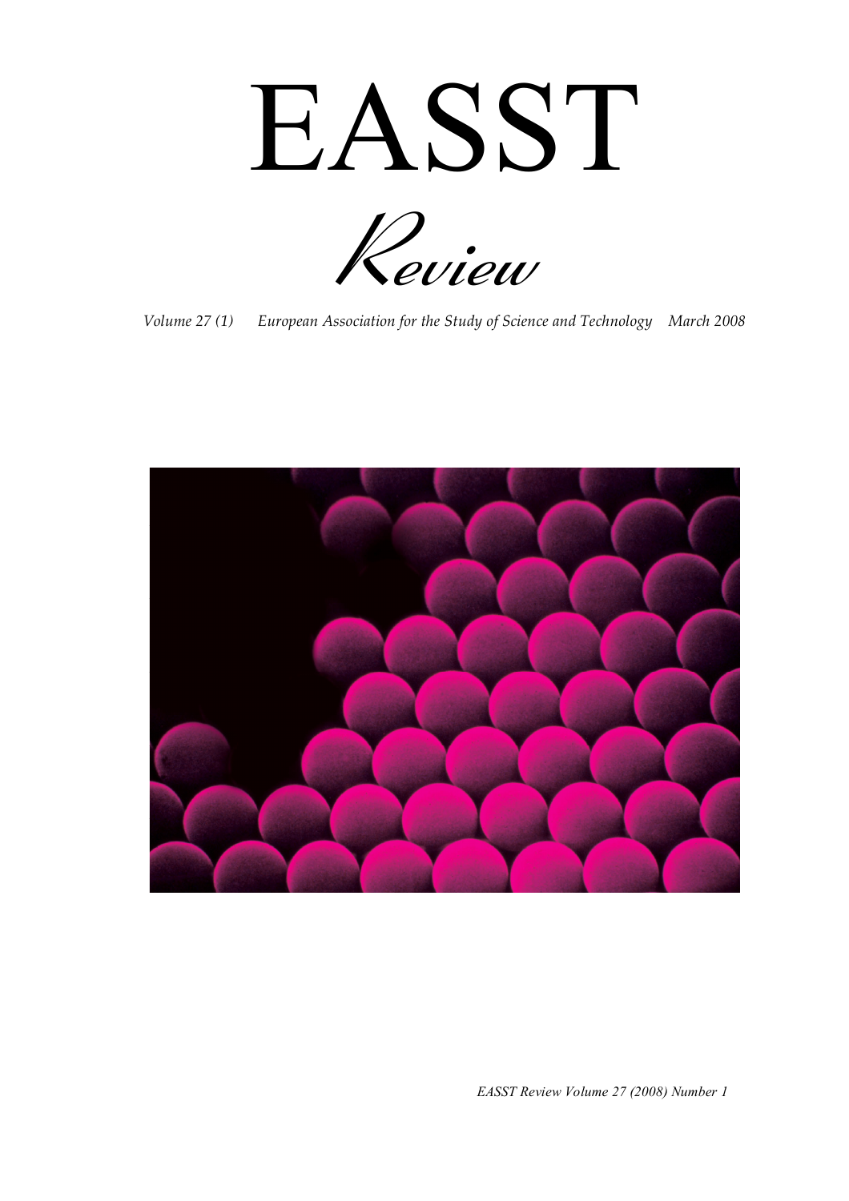# EASST

## Review

*Volume 27 (1) European Association for the Study of Science and Technology March 2008*

*EASST Review Volume 27 (2008) Number 1*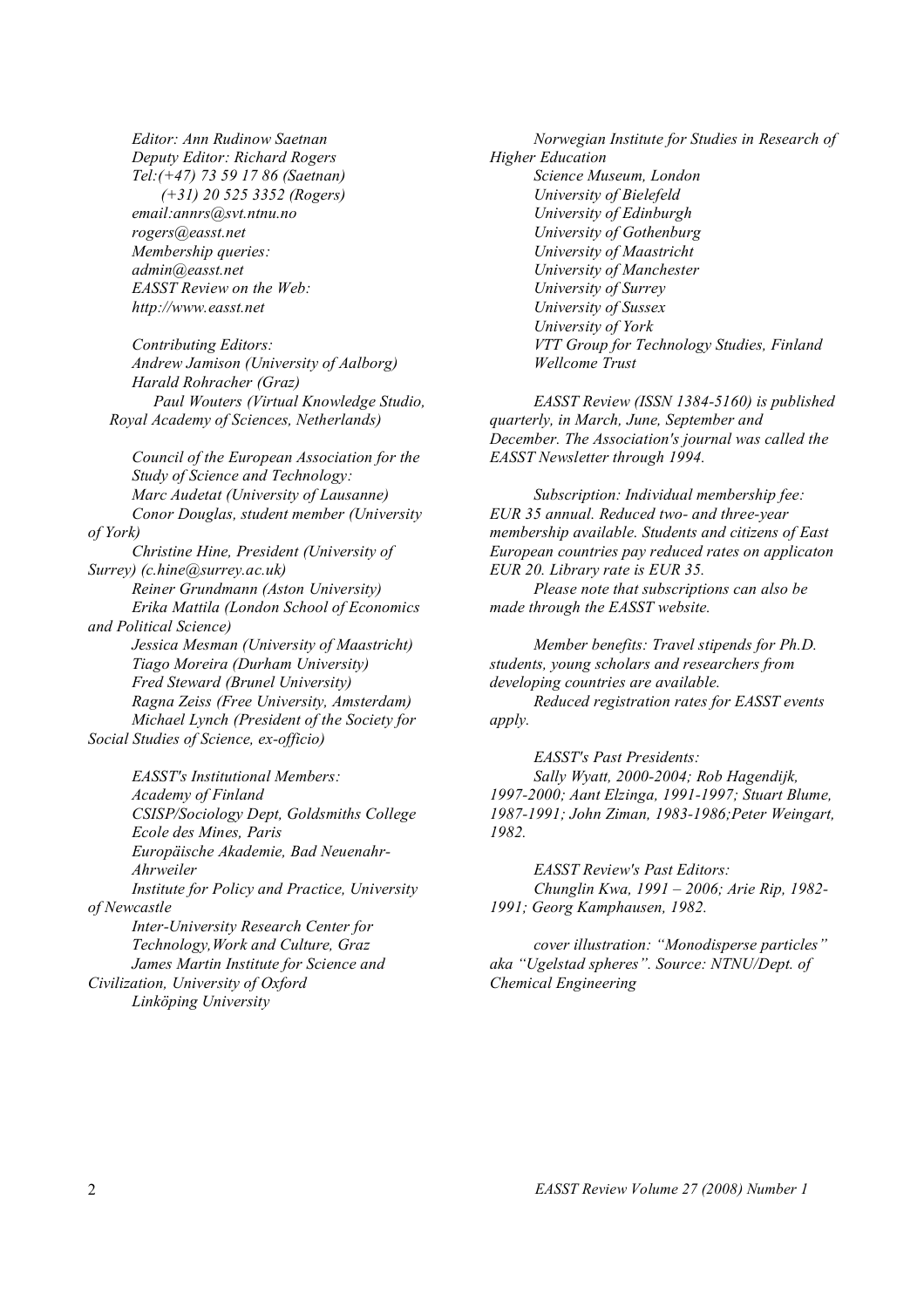*Editor: Ann Rudinow Saetnan*
*Deputy Editor: Richard Rogers*
*Tel:(+47) 73 59 17 86 (Saetnan)*
*(+31) 20 525 3352 (Rogers)*
*email:annrs@svt.ntnu.no*
*rogers@easst.net*
*Membership queries:*
*admin@easst.net*
*EASST Review on the Web:*
*http://www.easst.net*

*Contributing Editors:*
*Andrew Jamison (University of Aalborg)*
*Harald Rohracher (Graz)*
*Paul Wouters (Virtual Knowledge Studio, Royal Academy of Sciences, Netherlands)*

*Council of the European Association for the Study of Science and Technology:*
*Marc Audetat (University of Lausanne)*
*Conor Douglas, student member (University of York)*
*Christine Hine, President (University of Surrey) (c.hine@surrey.ac.uk)*
*Reiner Grundmann (Aston University)*
*Erika Mattila (London School of Economics and Political Science)*
*Jessica Mesman (University of Maastricht)*
*Tiago Moreira (Durham University)*
*Fred Steward (Brunel University)*
*Ragna Zeiss (Free University, Amsterdam)*
*Michael Lynch (President of the Society for Social Studies of Science, ex-officio)*

*EASST's Institutional Members:*
*Academy of Finland*
*CSISP/Sociology Dept, Goldsmiths College*
*Ecole des Mines, Paris*
*Europäische Akademie, Bad Neuenahr-Ahrweiler*
*Institute for Policy and Practice, University of Newcastle*
*Inter-University Research Center for Technology,Work and Culture, Graz*
*James Martin Institute for Science and Civilization, University of Oxford*
*Linköping University*
*Norwegian Institute for Studies in Research of Higher Education*
*Science Museum, London*
*University of Bielefeld*
*University of Edinburgh*
*University of Gothenburg*
*University of Maastricht*
*University of Manchester*
*University of Surrey*
*University of Sussex*
*University of York*
*VTT Group for Technology Studies, Finland*
*Wellcome Trust*

*EASST Review (ISSN 1384-5160) is published quarterly, in March, June, September and December. The Association's journal was called the EASST Newsletter through 1994.*

*Subscription: Individual membership fee: EUR 35 annual. Reduced two- and three-year membership available. Students and citizens of East European countries pay reduced rates on applicaton EUR 20. Library rate is EUR 35.*
*Please note that subscriptions can also be made through the EASST website.*

*Member benefits: Travel stipends for Ph.D. students, young scholars and researchers from developing countries are available.*
*Reduced registration rates for EASST events apply.*

*EASST's Past Presidents:*
*Sally Wyatt, 2000-2004; Rob Hagendijk, 1997-2000; Aant Elzinga, 1991-1997; Stuart Blume, 1987-1991; John Ziman, 1983-1986;Peter Weingart, 1982.*

*EASST Review's Past Editors:*
*Chunglin Kwa, 1991 – 2006; Arie Rip, 1982-1991; Georg Kamphausen, 1982.*

*cover illustration: "Monodisperse particles" aka "Ugelstad spheres". Source: NTNU/Dept. of Chemical Engineering*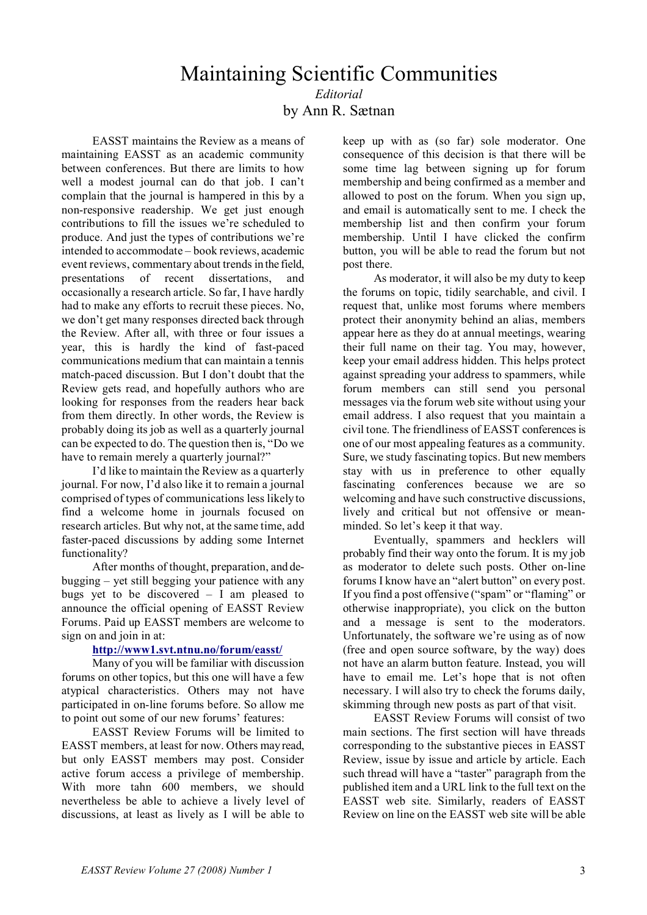# Maintaining Scientific Communities

*Editorial*

by Ann R. Sætnan

EASST maintains the Review as a means of maintaining EASST as an academic community between conferences. But there are limits to how well a modest journal can do that job. I can't complain that the journal is hampered in this by a non-responsive readership. We get just enough contributions to fill the issues we're scheduled to produce. And just the types of contributions we're intended to accommodate – book reviews, academic event reviews, commentary about trends in the field, presentations of recent dissertations, and occasionally a research article. So far, I have hardly had to make any efforts to recruit these pieces. No, we don't get many responses directed back through the Review. After all, with three or four issues a year, this is hardly the kind of fast-paced communications medium that can maintain a tennis match-paced discussion. But I don't doubt that the Review gets read, and hopefully authors who are looking for responses from the readers hear back from them directly. In other words, the Review is probably doing its job as well as a quarterly journal can be expected to do. The question then is, "Do we have to remain merely a quarterly journal?"

I'd like to maintain the Review as a quarterly journal. For now, I'd also like it to remain a journal comprised of types of communications less likely to find a welcome home in journals focused on research articles. But why not, at the same time, add faster-paced discussions by adding some Internet functionality?

After months of thought, preparation, and de-bugging – yet still begging your patience with any bugs yet to be discovered – I am pleased to announce the official opening of EASST Review Forums. Paid up EASST members are welcome to sign on and join in at:

**http://www1.svt.ntnu.no/forum/easst/**

Many of you will be familiar with discussion forums on other topics, but this one will have a few atypical characteristics. Others may not have participated in on-line forums before. So allow me to point out some of our new forums' features:

EASST Review Forums will be limited to EASST members, at least for now. Others may read, but only EASST members may post. Consider active forum access a privilege of membership. With more tahn 600 members, we should nevertheless be able to achieve a lively level of discussions, at least as lively as I will be able to keep up with as (so far) sole moderator. One consequence of this decision is that there will be some time lag between signing up for forum membership and being confirmed as a member and allowed to post on the forum. When you sign up, and email is automatically sent to me. I check the membership list and then confirm your forum membership. Until I have clicked the confirm button, you will be able to read the forum but not post there.

As moderator, it will also be my duty to keep the forums on topic, tidily searchable, and civil. I request that, unlike most forums where members protect their anonymity behind an alias, members appear here as they do at annual meetings, wearing their full name on their tag. You may, however, keep your email address hidden. This helps protect against spreading your address to spammers, while forum members can still send you personal messages via the forum web site without using your email address. I also request that you maintain a civil tone. The friendliness of EASST conferences is one of our most appealing features as a community. Sure, we study fascinating topics. But new members stay with us in preference to other equally fascinating conferences because we are so welcoming and have such constructive discussions, lively and critical but not offensive or mean-minded. So let's keep it that way.

Eventually, spammers and hecklers will probably find their way onto the forum. It is my job as moderator to delete such posts. Other on-line forums I know have an "alert button" on every post. If you find a post offensive ("spam" or "flaming" or otherwise inappropriate), you click on the button and a message is sent to the moderators. Unfortunately, the software we're using as of now (free and open source software, by the way) does not have an alarm button feature. Instead, you will have to email me. Let's hope that is not often necessary. I will also try to check the forums daily, skimming through new posts as part of that visit.

EASST Review Forums will consist of two main sections. The first section will have threads corresponding to the substantive pieces in EASST Review, issue by issue and article by article. Each such thread will have a "taster" paragraph from the published item and a URL link to the full text on the EASST web site. Similarly, readers of EASST Review on line on the EASST web site will be able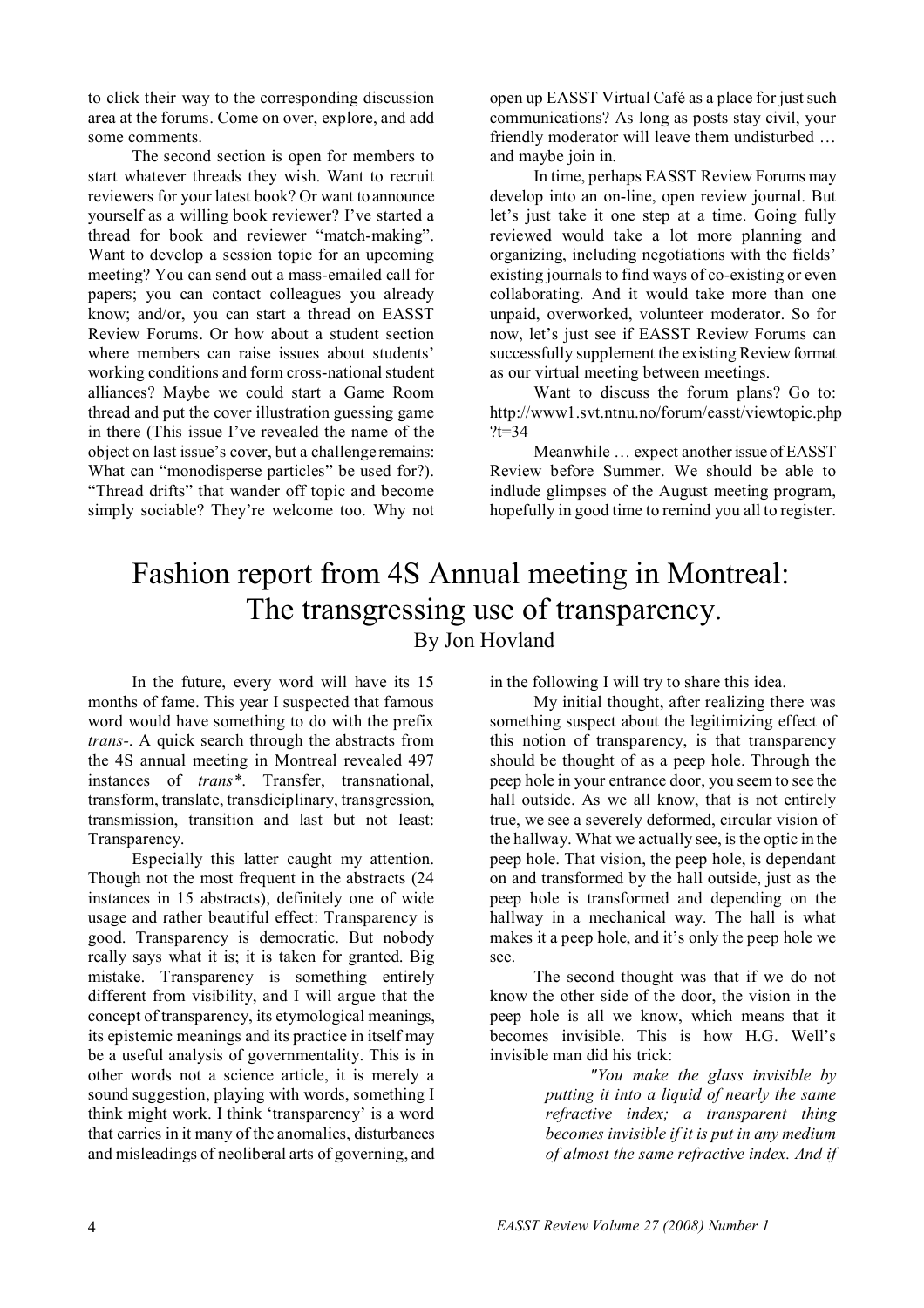to click their way to the corresponding discussion area at the forums. Come on over, explore, and add some comments.

The second section is open for members to start whatever threads they wish. Want to recruit reviewers for your latest book? Or want to announce yourself as a willing book reviewer? I've started a thread for book and reviewer "match-making". Want to develop a session topic for an upcoming meeting? You can send out a mass-emailed call for papers; you can contact colleagues you already know; and/or, you can start a thread on EASST Review Forums. Or how about a student section where members can raise issues about students' working conditions and form cross-national student alliances? Maybe we could start a Game Room thread and put the cover illustration guessing game in there (This issue I've revealed the name of the object on last issue's cover, but a challenge remains: What can "monodisperse particles" be used for?). "Thread drifts" that wander off topic and become simply sociable? They're welcome too. Why not open up EASST Virtual Café as a place for just such communications? As long as posts stay civil, your friendly moderator will leave them undisturbed … and maybe join in.

In time, perhaps EASST Review Forums may develop into an on-line, open review journal. But let's just take it one step at a time. Going fully reviewed would take a lot more planning and organizing, including negotiations with the fields' existing journals to find ways of co-existing or even collaborating. And it would take more than one unpaid, overworked, volunteer moderator. So for now, let's just see if EASST Review Forums can successfully supplement the existing Review format as our virtual meeting between meetings.

Want to discuss the forum plans? Go to: http://www1.svt.ntnu.no/forum/easst/viewtopic.php?t=34

Meanwhile … expect another issue of EASST Review before Summer. We should be able to indlude glimpses of the August meeting program, hopefully in good time to remind you all to register.

# Fashion report from 4S Annual meeting in Montreal: The transgressing use of transparency.

By Jon Hovland

In the future, every word will have its 15 months of fame. This year I suspected that famous word would have something to do with the prefix *trans-*. A quick search through the abstracts from the 4S annual meeting in Montreal revealed 497 instances of *trans\**. Transfer, transnational, transform, translate, transdiciplinary, transgression, transmission, transition and last but not least: Transparency.

Especially this latter caught my attention. Though not the most frequent in the abstracts (24 instances in 15 abstracts), definitely one of wide usage and rather beautiful effect: Transparency is good. Transparency is democratic. But nobody really says what it is; it is taken for granted. Big mistake. Transparency is something entirely different from visibility, and I will argue that the concept of transparency, its etymological meanings, its epistemic meanings and its practice in itself may be a useful analysis of governmentality. This is in other words not a science article, it is merely a sound suggestion, playing with words, something I think might work. I think 'transparency' is a word that carries in it many of the anomalies, disturbances and misleadings of neoliberal arts of governing, and in the following I will try to share this idea.

My initial thought, after realizing there was something suspect about the legitimizing effect of this notion of transparency, is that transparency should be thought of as a peep hole. Through the peep hole in your entrance door, you seem to see the hall outside. As we all know, that is not entirely true, we see a severely deformed, circular vision of the hallway. What we actually see, is the optic in the peep hole. That vision, the peep hole, is dependant on and transformed by the hall outside, just as the peep hole is transformed and depending on the hallway in a mechanical way. The hall is what makes it a peep hole, and it's only the peep hole we see.

The second thought was that if we do not know the other side of the door, the vision in the peep hole is all we know, which means that it becomes invisible. This is how H.G. Well's invisible man did his trick:

> *"You make the glass invisible by putting it into a liquid of nearly the same refractive index; a transparent thing becomes invisible if it is put in any medium of almost the same refractive index. And if*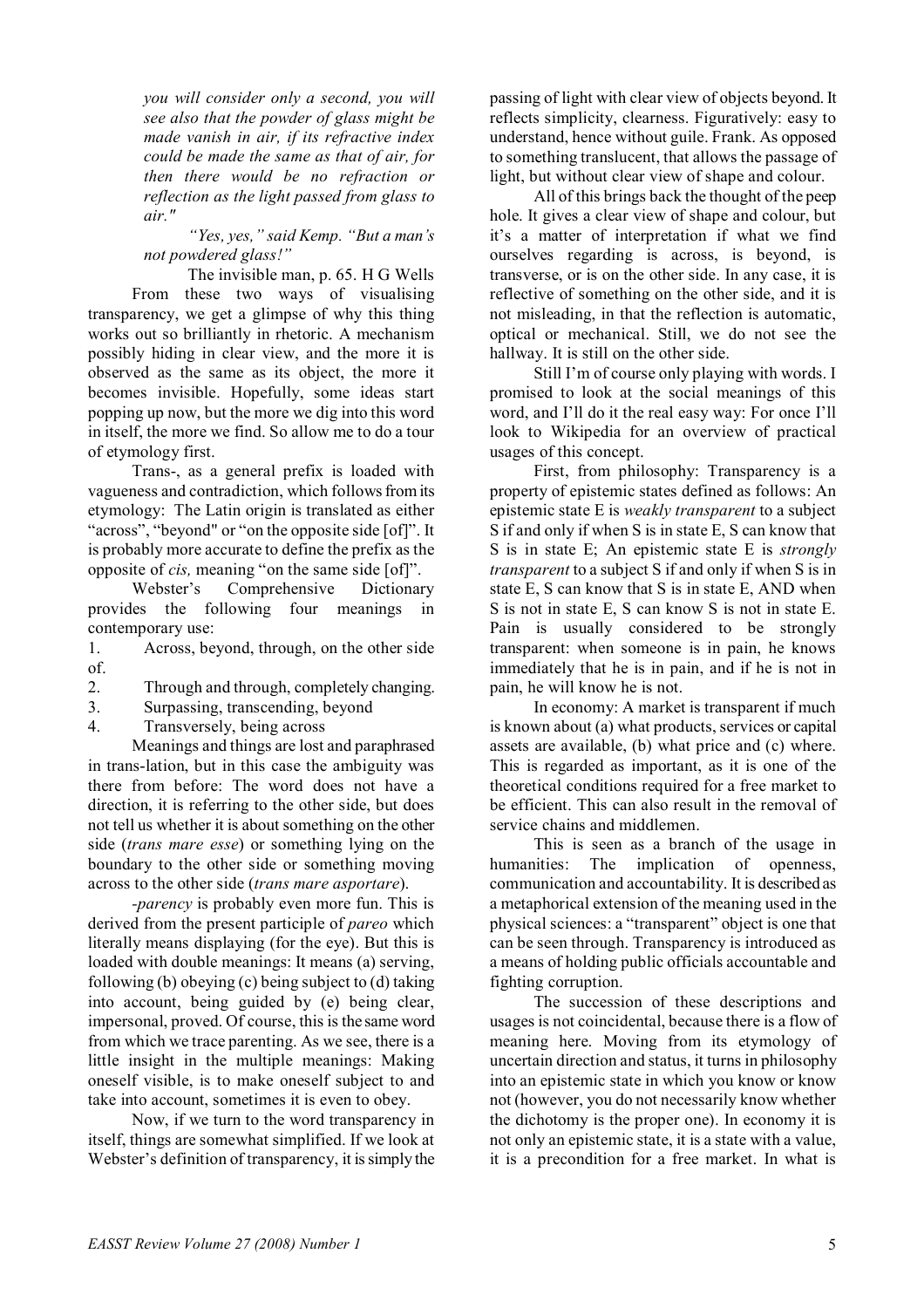*you will consider only a second, you will see also that the powder of glass might be made vanish in air, if its refractive index could be made the same as that of air, for then there would be no refraction or reflection as the light passed from glass to air."*

*"Yes, yes," said Kemp. "But a man's not powdered glass!"*

The invisible man, p. 65. H G Wells

From these two ways of visualising transparency, we get a glimpse of why this thing works out so brilliantly in rhetoric. A mechanism possibly hiding in clear view, and the more it is observed as the same as its object, the more it becomes invisible. Hopefully, some ideas start popping up now, but the more we dig into this word in itself, the more we find. So allow me to do a tour of etymology first.

Trans-, as a general prefix is loaded with vagueness and contradiction, which follows from its etymology: The Latin origin is translated as either "across", "beyond" or "on the opposite side [of]". It is probably more accurate to define the prefix as the opposite of *cis,* meaning "on the same side [of]".

Webster's Comprehensive Dictionary provides the following four meanings in contemporary use:

1. Across, beyond, through, on the other side of.
2. Through and through, completely changing.
3. Surpassing, transcending, beyond
4. Transversely, being across

Meanings and things are lost and paraphrased in trans-lation, but in this case the ambiguity was there from before: The word does not have a direction, it is referring to the other side, but does not tell us whether it is about something on the other side (*trans mare esse*) or something lying on the boundary to the other side or something moving across to the other side (*trans mare asportare*).

*-parency* is probably even more fun. This is derived from the present participle of *pareo* which literally means displaying (for the eye). But this is loaded with double meanings: It means (a) serving, following (b) obeying (c) being subject to (d) taking into account, being guided by (e) being clear, impersonal, proved. Of course, this is the same word from which we trace parenting. As we see, there is a little insight in the multiple meanings: Making oneself visible, is to make oneself subject to and take into account, sometimes it is even to obey.

Now, if we turn to the word transparency in itself, things are somewhat simplified. If we look at Webster's definition of transparency, it is simply the passing of light with clear view of objects beyond. It reflects simplicity, clearness. Figuratively: easy to understand, hence without guile. Frank. As opposed to something translucent, that allows the passage of light, but without clear view of shape and colour.

All of this brings back the thought of the peep hole. It gives a clear view of shape and colour, but it's a matter of interpretation if what we find ourselves regarding is across, is beyond, is transverse, or is on the other side. In any case, it is reflective of something on the other side, and it is not misleading, in that the reflection is automatic, optical or mechanical. Still, we do not see the hallway. It is still on the other side.

Still I'm of course only playing with words. I promised to look at the social meanings of this word, and I'll do it the real easy way: For once I'll look to Wikipedia for an overview of practical usages of this concept.

First, from philosophy: Transparency is a property of epistemic states defined as follows: An epistemic state E is *weakly transparent* to a subject S if and only if when S is in state E, S can know that S is in state E; An epistemic state E is *strongly transparent* to a subject S if and only if when S is in state E, S can know that S is in state E, AND when S is not in state E, S can know S is not in state E. Pain is usually considered to be strongly transparent: when someone is in pain, he knows immediately that he is in pain, and if he is not in pain, he will know he is not.

In economy: A market is transparent if much is known about (a) what products, services or capital assets are available, (b) what price and (c) where. This is regarded as important, as it is one of the theoretical conditions required for a free market to be efficient. This can also result in the removal of service chains and middlemen.

This is seen as a branch of the usage in humanities: The implication of openness, communication and accountability. It is described as a metaphorical extension of the meaning used in the physical sciences: a "transparent" object is one that can be seen through. Transparency is introduced as a means of holding public officials accountable and fighting corruption.

The succession of these descriptions and usages is not coincidental, because there is a flow of meaning here. Moving from its etymology of uncertain direction and status, it turns in philosophy into an epistemic state in which you know or know not (however, you do not necessarily know whether the dichotomy is the proper one). In economy it is not only an epistemic state, it is a state with a value, it is a precondition for a free market. In what is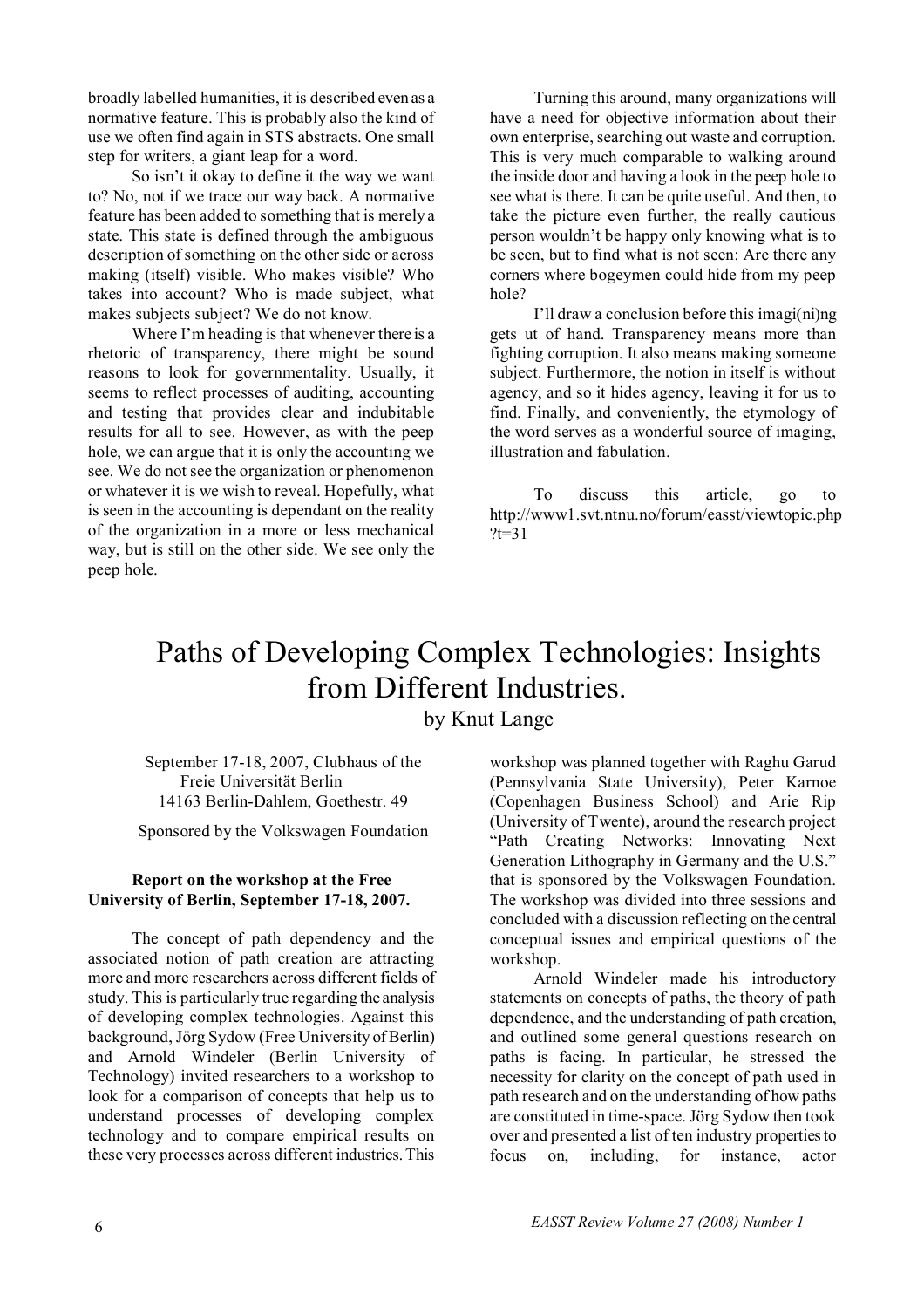broadly labelled humanities, it is described even as a normative feature. This is probably also the kind of use we often find again in STS abstracts. One small step for writers, a giant leap for a word.

So isn't it okay to define it the way we want to? No, not if we trace our way back. A normative feature has been added to something that is merely a state. This state is defined through the ambiguous description of something on the other side or across making (itself) visible. Who makes visible? Who takes into account? Who is made subject, what makes subjects subject? We do not know.

Where I'm heading is that whenever there is a rhetoric of transparency, there might be sound reasons to look for governmentality. Usually, it seems to reflect processes of auditing, accounting and testing that provides clear and indubitable results for all to see. However, as with the peep hole, we can argue that it is only the accounting we see. We do not see the organization or phenomenon or whatever it is we wish to reveal. Hopefully, what is seen in the accounting is dependant on the reality of the organization in a more or less mechanical way, but is still on the other side. We see only the peep hole.

Turning this around, many organizations will have a need for objective information about their own enterprise, searching out waste and corruption. This is very much comparable to walking around the inside door and having a look in the peep hole to see what is there. It can be quite useful. And then, to take the picture even further, the really cautious person wouldn't be happy only knowing what is to be seen, but to find what is not seen: Are there any corners where bogeymen could hide from my peep hole?

I'll draw a conclusion before this imagi(ni)ng gets ut of hand. Transparency means more than fighting corruption. It also means making someone subject. Furthermore, the notion in itself is without agency, and so it hides agency, leaving it for us to find. Finally, and conveniently, the etymology of the word serves as a wonderful source of imaging, illustration and fabulation.

To discuss this article, go to http://www1.svt.ntnu.no/forum/easst/viewtopic.php?t=31

# Paths of Developing Complex Technologies: Insights from Different Industries.

by Knut Lange

September 17-18, 2007, Clubhaus of the Freie Universität Berlin
14163 Berlin-Dahlem, Goethestr. 49

Sponsored by the Volkswagen Foundation

**Report on the workshop at the Free University of Berlin, September 17-18, 2007.**

The concept of path dependency and the associated notion of path creation are attracting more and more researchers across different fields of study. This is particularly true regarding the analysis of developing complex technologies. Against this background, Jörg Sydow (Free University of Berlin) and Arnold Windeler (Berlin University of Technology) invited researchers to a workshop to look for a comparison of concepts that help us to understand processes of developing complex technology and to compare empirical results on these very processes across different industries. This workshop was planned together with Raghu Garud (Pennsylvania State University), Peter Karnoe (Copenhagen Business School) and Arie Rip (University of Twente), around the research project "Path Creating Networks: Innovating Next Generation Lithography in Germany and the U.S." that is sponsored by the Volkswagen Foundation. The workshop was divided into three sessions and concluded with a discussion reflecting on the central conceptual issues and empirical questions of the workshop.

Arnold Windeler made his introductory statements on concepts of paths, the theory of path dependence, and the understanding of path creation, and outlined some general questions research on paths is facing. In particular, he stressed the necessity for clarity on the concept of path used in path research and on the understanding of how paths are constituted in time-space. Jörg Sydow then took over and presented a list of ten industry properties to focus on, including, for instance, actor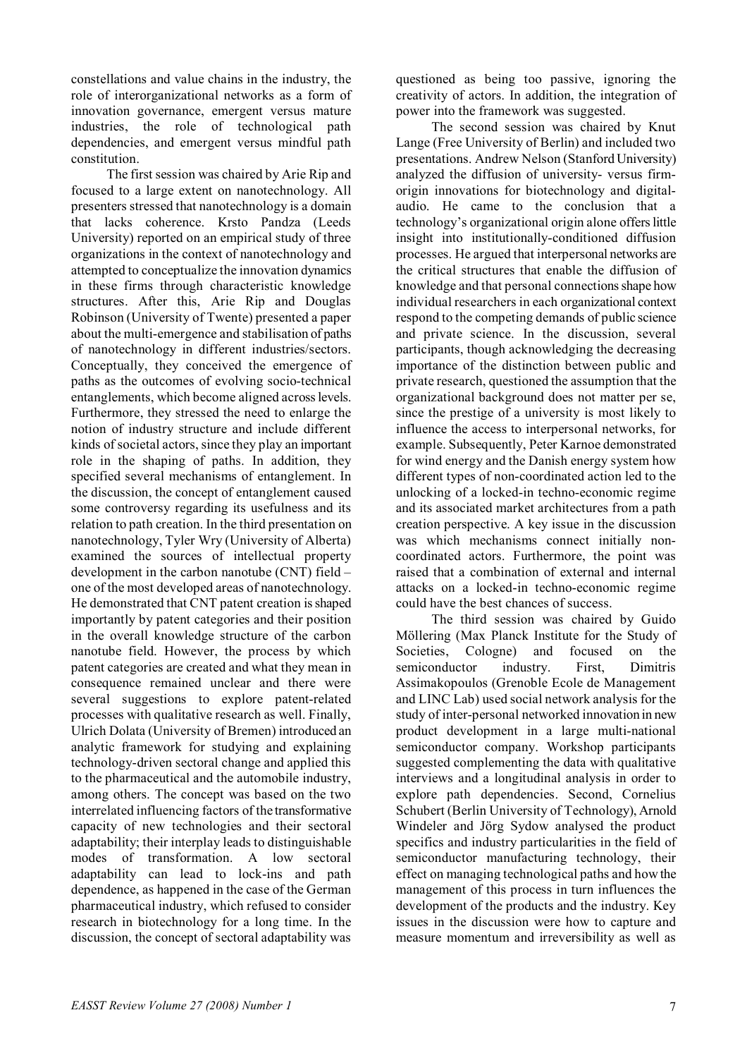constellations and value chains in the industry, the role of interorganizational networks as a form of innovation governance, emergent versus mature industries, the role of technological path dependencies, and emergent versus mindful path constitution.

The first session was chaired by Arie Rip and focused to a large extent on nanotechnology. All presenters stressed that nanotechnology is a domain that lacks coherence. Krsto Pandza (Leeds University) reported on an empirical study of three organizations in the context of nanotechnology and attempted to conceptualize the innovation dynamics in these firms through characteristic knowledge structures. After this, Arie Rip and Douglas Robinson (University of Twente) presented a paper about the multi-emergence and stabilisation of paths of nanotechnology in different industries/sectors. Conceptually, they conceived the emergence of paths as the outcomes of evolving socio-technical entanglements, which become aligned across levels. Furthermore, they stressed the need to enlarge the notion of industry structure and include different kinds of societal actors, since they play an important role in the shaping of paths. In addition, they specified several mechanisms of entanglement. In the discussion, the concept of entanglement caused some controversy regarding its usefulness and its relation to path creation. In the third presentation on nanotechnology, Tyler Wry (University of Alberta) examined the sources of intellectual property development in the carbon nanotube (CNT) field – one of the most developed areas of nanotechnology. He demonstrated that CNT patent creation is shaped importantly by patent categories and their position in the overall knowledge structure of the carbon nanotube field. However, the process by which patent categories are created and what they mean in consequence remained unclear and there were several suggestions to explore patent-related processes with qualitative research as well. Finally, Ulrich Dolata (University of Bremen) introduced an analytic framework for studying and explaining technology-driven sectoral change and applied this to the pharmaceutical and the automobile industry, among others. The concept was based on the two interrelated influencing factors of the transformative capacity of new technologies and their sectoral adaptability; their interplay leads to distinguishable modes of transformation. A low sectoral adaptability can lead to lock-ins and path dependence, as happened in the case of the German pharmaceutical industry, which refused to consider research in biotechnology for a long time. In the discussion, the concept of sectoral adaptability was questioned as being too passive, ignoring the creativity of actors. In addition, the integration of power into the framework was suggested.

The second session was chaired by Knut Lange (Free University of Berlin) and included two presentations. Andrew Nelson (Stanford University) analyzed the diffusion of university- versus firm-origin innovations for biotechnology and digital-audio. He came to the conclusion that a technology's organizational origin alone offers little insight into institutionally-conditioned diffusion processes. He argued that interpersonal networks are the critical structures that enable the diffusion of knowledge and that personal connections shape how individual researchers in each organizational context respond to the competing demands of public science and private science. In the discussion, several participants, though acknowledging the decreasing importance of the distinction between public and private research, questioned the assumption that the organizational background does not matter per se, since the prestige of a university is most likely to influence the access to interpersonal networks, for example. Subsequently, Peter Karnoe demonstrated for wind energy and the Danish energy system how different types of non-coordinated action led to the unlocking of a locked-in techno-economic regime and its associated market architectures from a path creation perspective. A key issue in the discussion was which mechanisms connect initially non-coordinated actors. Furthermore, the point was raised that a combination of external and internal attacks on a locked-in techno-economic regime could have the best chances of success.

The third session was chaired by Guido Möllering (Max Planck Institute for the Study of Societies, Cologne) and focused on the semiconductor industry. First, Dimitris Assimakopoulos (Grenoble Ecole de Management and LINC Lab) used social network analysis for the study of inter-personal networked innovation in new product development in a large multi-national semiconductor company. Workshop participants suggested complementing the data with qualitative interviews and a longitudinal analysis in order to explore path dependencies. Second, Cornelius Schubert (Berlin University of Technology), Arnold Windeler and Jörg Sydow analysed the product specifics and industry particularities in the field of semiconductor manufacturing technology, their effect on managing technological paths and how the management of this process in turn influences the development of the products and the industry. Key issues in the discussion were how to capture and measure momentum and irreversibility as well as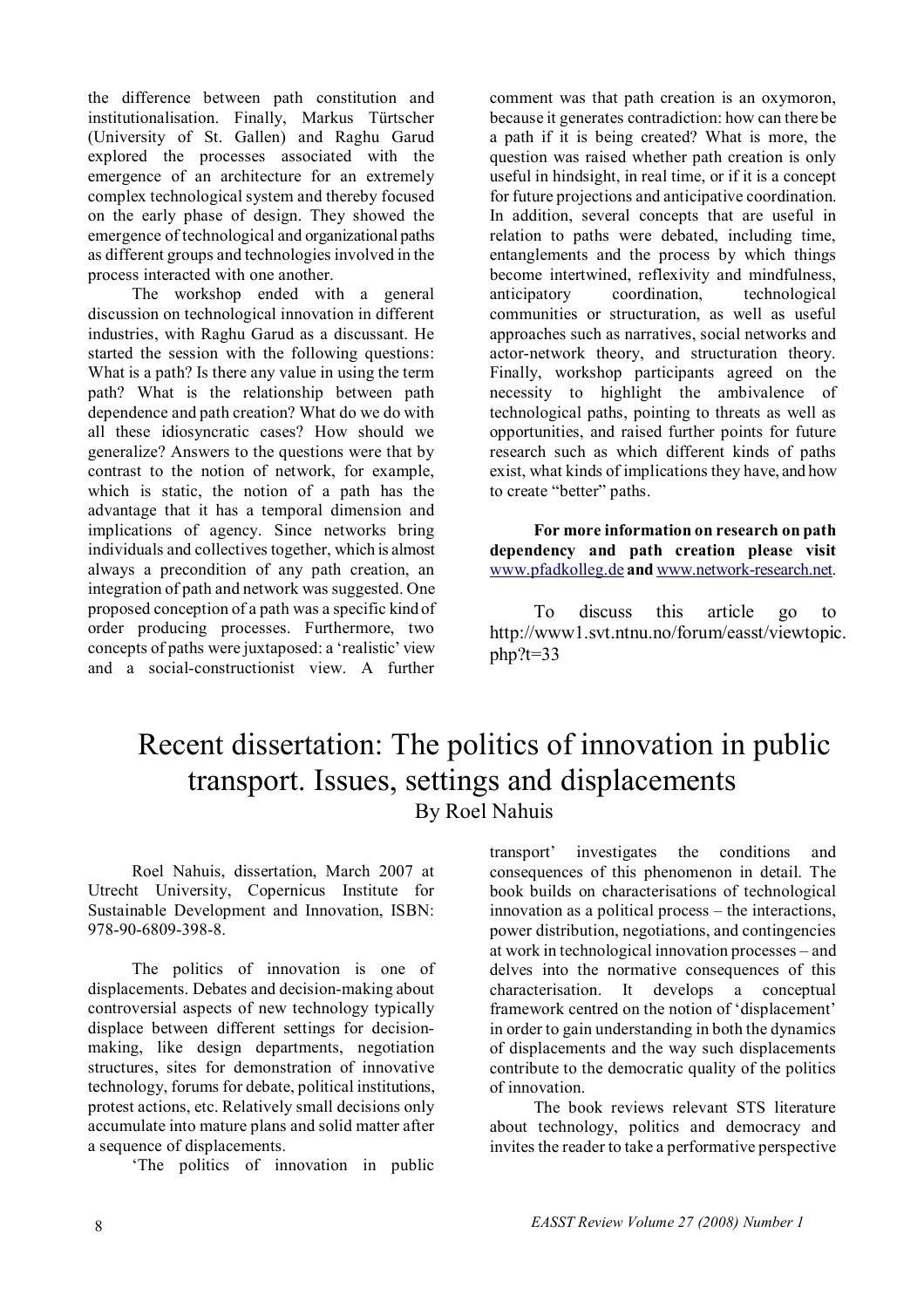the difference between path constitution and institutionalisation. Finally, Markus Türtscher (University of St. Gallen) and Raghu Garud explored the processes associated with the emergence of an architecture for an extremely complex technological system and thereby focused on the early phase of design. They showed the emergence of technological and organizational paths as different groups and technologies involved in the process interacted with one another.

The workshop ended with a general discussion on technological innovation in different industries, with Raghu Garud as a discussant. He started the session with the following questions: What is a path? Is there any value in using the term path? What is the relationship between path dependence and path creation? What do we do with all these idiosyncratic cases? How should we generalize? Answers to the questions were that by contrast to the notion of network, for example, which is static, the notion of a path has the advantage that it has a temporal dimension and implications of agency. Since networks bring individuals and collectives together, which is almost always a precondition of any path creation, an integration of path and network was suggested. One proposed conception of a path was a specific kind of order producing processes. Furthermore, two concepts of paths were juxtaposed: a 'realistic' view and a social-constructionist view. A further comment was that path creation is an oxymoron, because it generates contradiction: how can there be a path if it is being created? What is more, the question was raised whether path creation is only useful in hindsight, in real time, or if it is a concept for future projections and anticipative coordination. In addition, several concepts that are useful in relation to paths were debated, including time, entanglements and the process by which things become intertwined, reflexivity and mindfulness, anticipatory coordination, technological communities or structuration, as well as useful approaches such as narratives, social networks and actor-network theory, and structuration theory. Finally, workshop participants agreed on the necessity to highlight the ambivalence of technological paths, pointing to threats as well as opportunities, and raised further points for future research such as which different kinds of paths exist, what kinds of implications they have, and how to create "better" paths.

**For more information on research on path dependency and path creation please visit** www.pfadkolleg.de **and** www.network-research.net.

To discuss this article go to http://www1.svt.ntnu.no/forum/easst/viewtopic.php?t=33

# Recent dissertation: The politics of innovation in public transport. Issues, settings and displacements

By Roel Nahuis

Roel Nahuis, dissertation, March 2007 at Utrecht University, Copernicus Institute for Sustainable Development and Innovation, ISBN: 978-90-6809-398-8.

The politics of innovation is one of displacements. Debates and decision-making about controversial aspects of new technology typically displace between different settings for decision-making, like design departments, negotiation structures, sites for demonstration of innovative technology, forums for debate, political institutions, protest actions, etc. Relatively small decisions only accumulate into mature plans and solid matter after a sequence of displacements.

'The politics of innovation in public transport' investigates the conditions and consequences of this phenomenon in detail. The book builds on characterisations of technological innovation as a political process – the interactions, power distribution, negotiations, and contingencies at work in technological innovation processes – and delves into the normative consequences of this characterisation. It develops a conceptual framework centred on the notion of 'displacement' in order to gain understanding in both the dynamics of displacements and the way such displacements contribute to the democratic quality of the politics of innovation.

The book reviews relevant STS literature about technology, politics and democracy and invites the reader to take a performative perspective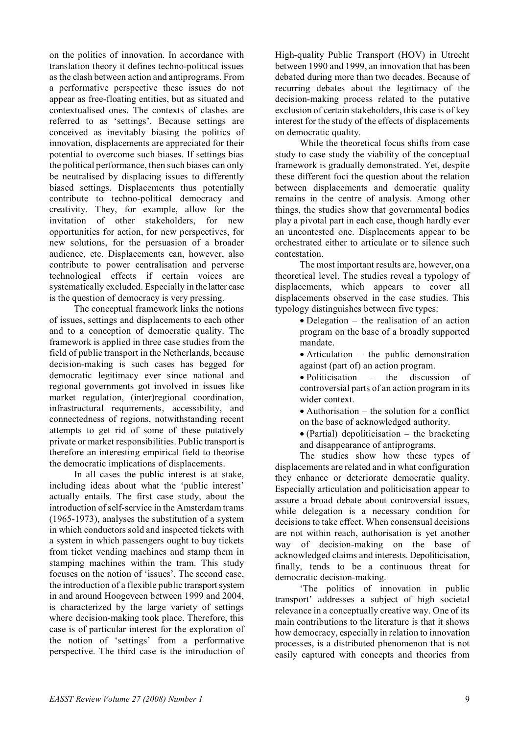on the politics of innovation. In accordance with translation theory it defines techno-political issues as the clash between action and antiprograms. From a performative perspective these issues do not appear as free-floating entities, but as situated and contextualised ones. The contexts of clashes are referred to as 'settings'. Because settings are conceived as inevitably biasing the politics of innovation, displacements are appreciated for their potential to overcome such biases. If settings bias the political performance, then such biases can only be neutralised by displacing issues to differently biased settings. Displacements thus potentially contribute to techno-political democracy and creativity. They, for example, allow for the invitation of other stakeholders, for new opportunities for action, for new perspectives, for new solutions, for the persuasion of a broader audience, etc. Displacements can, however, also contribute to power centralisation and perverse technological effects if certain voices are systematically excluded. Especially in the latter case is the question of democracy is very pressing.

The conceptual framework links the notions of issues, settings and displacements to each other and to a conception of democratic quality. The framework is applied in three case studies from the field of public transport in the Netherlands, because decision-making is such cases has begged for democratic legitimacy ever since national and regional governments got involved in issues like market regulation, (inter)regional coordination, infrastructural requirements, accessibility, and connectedness of regions, notwithstanding recent attempts to get rid of some of these putatively private or market responsibilities. Public transport is therefore an interesting empirical field to theorise the democratic implications of displacements.

In all cases the public interest is at stake, including ideas about what the 'public interest' actually entails. The first case study, about the introduction of self-service in the Amsterdam trams (1965-1973), analyses the substitution of a system in which conductors sold and inspected tickets with a system in which passengers ought to buy tickets from ticket vending machines and stamp them in stamping machines within the tram. This study focuses on the notion of 'issues'. The second case, the introduction of a flexible public transport system in and around Hoogeveen between 1999 and 2004, is characterized by the large variety of settings where decision-making took place. Therefore, this case is of particular interest for the exploration of the notion of 'settings' from a performative perspective. The third case is the introduction of High-quality Public Transport (HOV) in Utrecht between 1990 and 1999, an innovation that has been debated during more than two decades. Because of recurring debates about the legitimacy of the decision-making process related to the putative exclusion of certain stakeholders, this case is of key interest for the study of the effects of displacements on democratic quality.

While the theoretical focus shifts from case study to case study the viability of the conceptual framework is gradually demonstrated. Yet, despite these different foci the question about the relation between displacements and democratic quality remains in the centre of analysis. Among other things, the studies show that governmental bodies play a pivotal part in each case, though hardly ever an uncontested one. Displacements appear to be orchestrated either to articulate or to silence such contestation.

The most important results are, however, on a theoretical level. The studies reveal a typology of displacements, which appears to cover all displacements observed in the case studies. This typology distinguishes between five types:

- Delegation – the realisation of an action program on the base of a broadly supported mandate.
- Articulation – the public demonstration against (part of) an action program.
- Politicisation – the discussion of controversial parts of an action program in its wider context.
- Authorisation – the solution for a conflict on the base of acknowledged authority.
- (Partial) depoliticisation – the bracketing and disappearance of antiprograms.

The studies show how these types of displacements are related and in what configuration they enhance or deteriorate democratic quality. Especially articulation and politicisation appear to assure a broad debate about controversial issues, while delegation is a necessary condition for decisions to take effect. When consensual decisions are not within reach, authorisation is yet another way of decision-making on the base of acknowledged claims and interests. Depoliticisation, finally, tends to be a continuous threat for democratic decision-making.

'The politics of innovation in public transport' addresses a subject of high societal relevance in a conceptually creative way. One of its main contributions to the literature is that it shows how democracy, especially in relation to innovation processes, is a distributed phenomenon that is not easily captured with concepts and theories from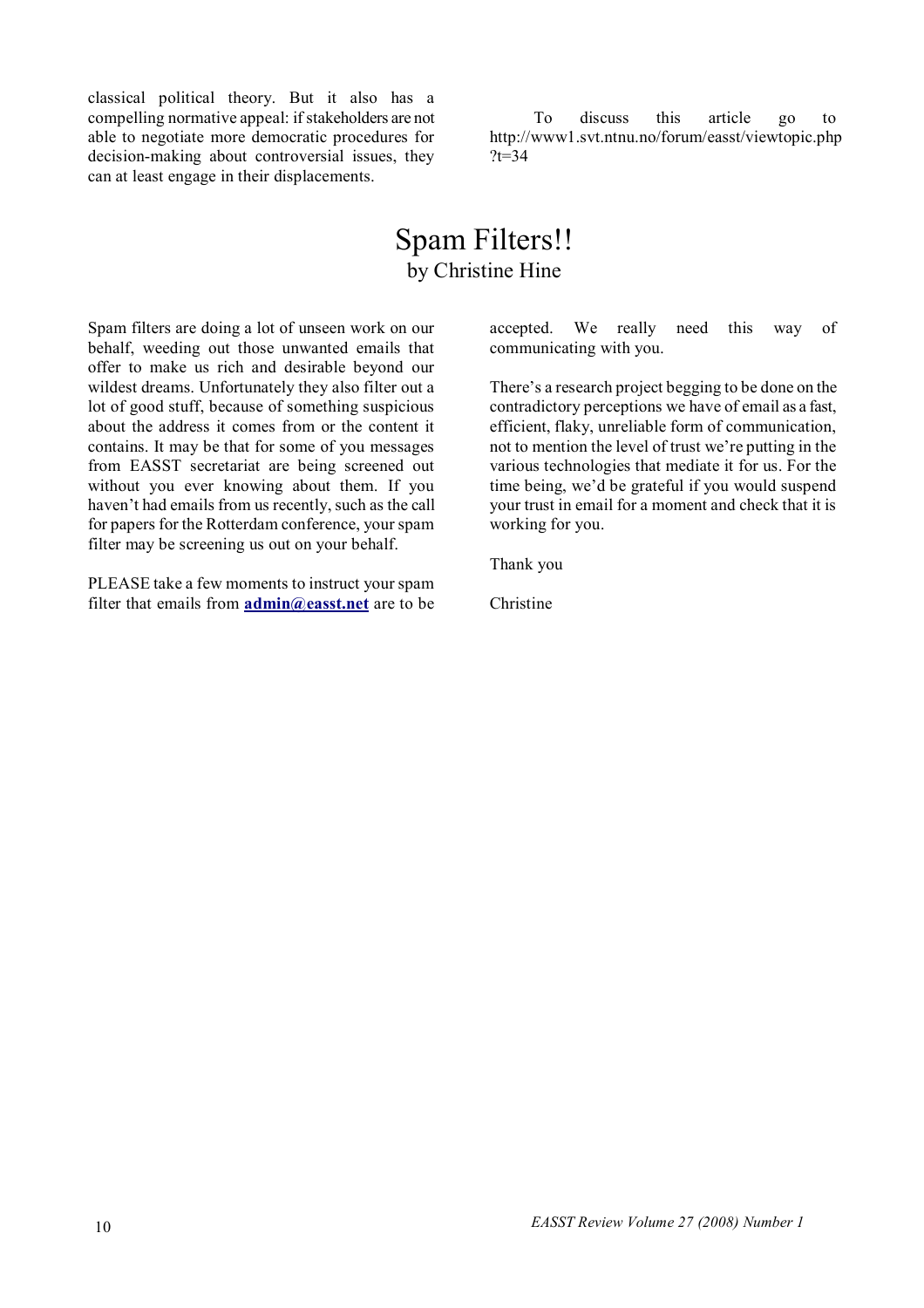classical political theory. But it also has a compelling normative appeal: if stakeholders are not able to negotiate more democratic procedures for decision-making about controversial issues, they can at least engage in their displacements.

To discuss this article go to http://www1.svt.ntnu.no/forum/easst/viewtopic.php?t=34

# Spam Filters!!

## by Christine Hine

Spam filters are doing a lot of unseen work on our behalf, weeding out those unwanted emails that offer to make us rich and desirable beyond our wildest dreams. Unfortunately they also filter out a lot of good stuff, because of something suspicious about the address it comes from or the content it contains. It may be that for some of you messages from EASST secretariat are being screened out without you ever knowing about them. If you haven't had emails from us recently, such as the call for papers for the Rotterdam conference, your spam filter may be screening us out on your behalf.

PLEASE take a few moments to instruct your spam filter that emails from **admin@easst.net** are to be accepted. We really need this way of communicating with you.

There's a research project begging to be done on the contradictory perceptions we have of email as a fast, efficient, flaky, unreliable form of communication, not to mention the level of trust we're putting in the various technologies that mediate it for us. For the time being, we'd be grateful if you would suspend your trust in email for a moment and check that it is working for you.

Thank you

Christine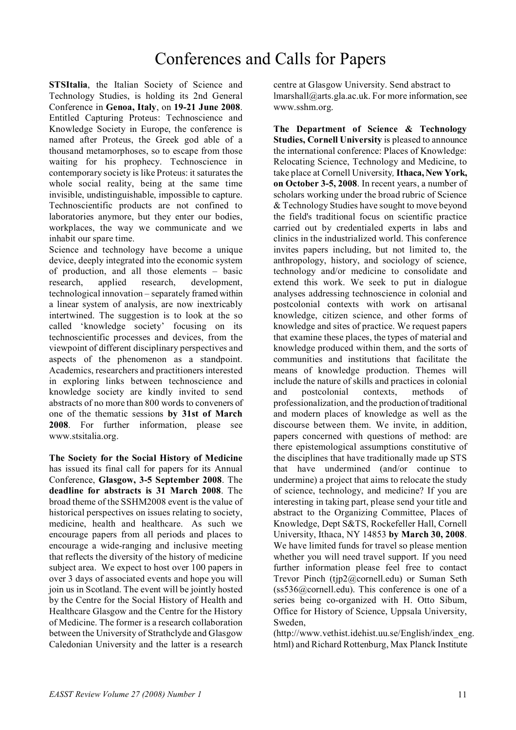# Conferences and Calls for Papers

**STSItalia**, the Italian Society of Science and Technology Studies, is holding its 2nd General Conference in **Genoa, Italy**, on **19-21 June 2008**. Entitled Capturing Proteus: Technoscience and Knowledge Society in Europe, the conference is named after Proteus, the Greek god able of a thousand metamorphoses, so to escape from those waiting for his prophecy. Technoscience in contemporary society is like Proteus: it saturates the whole social reality, being at the same time invisible, undistinguishable, impossible to capture. Technoscientific products are not confined to laboratories anymore, but they enter our bodies, workplaces, the way we communicate and we inhabit our spare time.

Science and technology have become a unique device, deeply integrated into the economic system of production, and all those elements – basic research, applied research, development, technological innovation – separately framed within a linear system of analysis, are now inextricably intertwined. The suggestion is to look at the so called 'knowledge society' focusing on its technoscientific processes and devices, from the viewpoint of different disciplinary perspectives and aspects of the phenomenon as a standpoint. Academics, researchers and practitioners interested in exploring links between technoscience and knowledge society are kindly invited to send abstracts of no more than 800 words to conveners of one of the thematic sessions **by 31st of March 2008**. For further information, please see www.stsitalia.org.

**The Society for the Social History of Medicine** has issued its final call for papers for its Annual Conference, **Glasgow, 3-5 September 2008**. The **deadline for abstracts is 31 March 2008**. The broad theme of the SSHM2008 event is the value of historical perspectives on issues relating to society, medicine, health and healthcare. As such we encourage papers from all periods and places to encourage a wide-ranging and inclusive meeting that reflects the diversity of the history of medicine subject area. We expect to host over 100 papers in over 3 days of associated events and hope you will join us in Scotland. The event will be jointly hosted by the Centre for the Social History of Health and Healthcare Glasgow and the Centre for the History of Medicine. The former is a research collaboration between the University of Strathclyde and Glasgow Caledonian University and the latter is a research centre at Glasgow University. Send abstract to lmarshall@arts.gla.ac.uk. For more information, see www.sshm.org.

**The Department of Science & Technology Studies, Cornell University** is pleased to announce the international conference: Places of Knowledge: Relocating Science, Technology and Medicine, to take place at Cornell University, **Ithaca, New York, on October 3-5, 2008**. In recent years, a number of scholars working under the broad rubric of Science & Technology Studies have sought to move beyond the field's traditional focus on scientific practice carried out by credentialed experts in labs and clinics in the industrialized world. This conference invites papers including, but not limited to, the anthropology, history, and sociology of science, technology and/or medicine to consolidate and extend this work. We seek to put in dialogue analyses addressing technoscience in colonial and postcolonial contexts with work on artisanal knowledge, citizen science, and other forms of knowledge and sites of practice. We request papers that examine these places, the types of material and knowledge produced within them, and the sorts of communities and institutions that facilitate the means of knowledge production. Themes will include the nature of skills and practices in colonial and postcolonial contexts, methods of professionalization, and the production of traditional and modern places of knowledge as well as the discourse between them. We invite, in addition, papers concerned with questions of method: are there epistemological assumptions constitutive of the disciplines that have traditionally made up STS that have undermined (and/or continue to undermine) a project that aims to relocate the study of science, technology, and medicine? If you are interesting in taking part, please send your title and abstract to the Organizing Committee, Places of Knowledge, Dept S&TS, Rockefeller Hall, Cornell University, Ithaca, NY 14853 **by March 30, 2008**. We have limited funds for travel so please mention whether you will need travel support. If you need further information please feel free to contact Trevor Pinch (tjp2@cornell.edu) or Suman Seth (ss536@cornell.edu). This conference is one of a series being co-organized with H. Otto Sibum, Office for History of Science, Uppsala University, Sweden, (http://www.vethist.idehist.uu.se/English/index_eng.html) and Richard Rottenburg, Max Planck Institute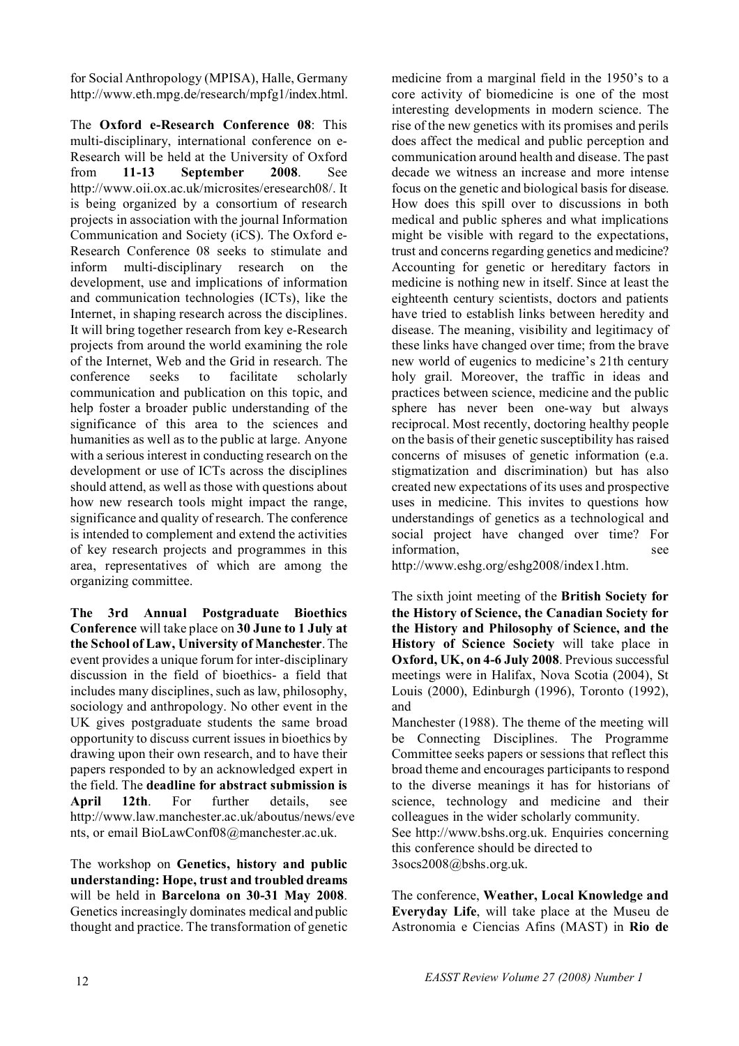for Social Anthropology (MPISA), Halle, Germany http://www.eth.mpg.de/research/mpfg1/index.html.

The **Oxford e-Research Conference 08**: This multi-disciplinary, international conference on e-Research will be held at the University of Oxford from **11-13 September 2008**. See http://www.oii.ox.ac.uk/microsites/eresearch08/. It is being organized by a consortium of research projects in association with the journal Information Communication and Society (iCS). The Oxford e-Research Conference 08 seeks to stimulate and inform multi-disciplinary research on the development, use and implications of information and communication technologies (ICTs), like the Internet, in shaping research across the disciplines. It will bring together research from key e-Research projects from around the world examining the role of the Internet, Web and the Grid in research. The conference seeks to facilitate scholarly communication and publication on this topic, and help foster a broader public understanding of the significance of this area to the sciences and humanities as well as to the public at large. Anyone with a serious interest in conducting research on the development or use of ICTs across the disciplines should attend, as well as those with questions about how new research tools might impact the range, significance and quality of research. The conference is intended to complement and extend the activities of key research projects and programmes in this area, representatives of which are among the organizing committee.

**The 3rd Annual Postgraduate Bioethics Conference** will take place on **30 June to 1 July at the School of Law, University of Manchester**. The event provides a unique forum for inter-disciplinary discussion in the field of bioethics- a field that includes many disciplines, such as law, philosophy, sociology and anthropology. No other event in the UK gives postgraduate students the same broad opportunity to discuss current issues in bioethics by drawing upon their own research, and to have their papers responded to by an acknowledged expert in the field. The **deadline for abstract submission is April 12th**. For further details, see http://www.law.manchester.ac.uk/aboutus/news/events, or email BioLawConf08@manchester.ac.uk.

The workshop on **Genetics, history and public understanding: Hope, trust and troubled dreams** will be held in **Barcelona on 30-31 May 2008**. Genetics increasingly dominates medical and public thought and practice. The transformation of genetic medicine from a marginal field in the 1950's to a core activity of biomedicine is one of the most interesting developments in modern science. The rise of the new genetics with its promises and perils does affect the medical and public perception and communication around health and disease. The past decade we witness an increase and more intense focus on the genetic and biological basis for disease. How does this spill over to discussions in both medical and public spheres and what implications might be visible with regard to the expectations, trust and concerns regarding genetics and medicine? Accounting for genetic or hereditary factors in medicine is nothing new in itself. Since at least the eighteenth century scientists, doctors and patients have tried to establish links between heredity and disease. The meaning, visibility and legitimacy of these links have changed over time; from the brave new world of eugenics to medicine's 21th century holy grail. Moreover, the traffic in ideas and practices between science, medicine and the public sphere has never been one-way but always reciprocal. Most recently, doctoring healthy people on the basis of their genetic susceptibility has raised concerns of misuses of genetic information (e.a. stigmatization and discrimination) but has also created new expectations of its uses and prospective uses in medicine. This invites to questions how understandings of genetics as a technological and social project have changed over time? For information, see http://www.eshg.org/eshg2008/index1.htm.

The sixth joint meeting of the **British Society for the History of Science, the Canadian Society for the History and Philosophy of Science, and the History of Science Society** will take place in **Oxford, UK, on 4-6 July 2008**. Previous successful meetings were in Halifax, Nova Scotia (2004), St Louis (2000), Edinburgh (1996), Toronto (1992), and Manchester (1988). The theme of the meeting will be Connecting Disciplines. The Programme Committee seeks papers or sessions that reflect this broad theme and encourages participants to respond to the diverse meanings it has for historians of science, technology and medicine and their colleagues in the wider scholarly community.
See http://www.bshs.org.uk. Enquiries concerning this conference should be directed to 3socs2008@bshs.org.uk.

The conference, **Weather, Local Knowledge and Everyday Life**, will take place at the Museu de Astronomia e Ciencias Afins (MAST) in **Rio de**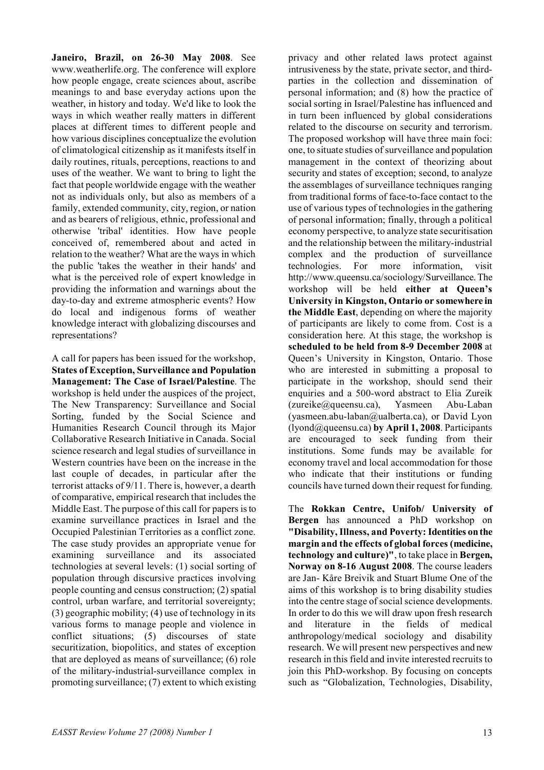**Janeiro, Brazil, on 26-30 May 2008**. See www.weatherlife.org. The conference will explore how people engage, create sciences about, ascribe meanings to and base everyday actions upon the weather, in history and today. We'd like to look the ways in which weather really matters in different places at different times to different people and how various disciplines conceptualize the evolution of climatological citizenship as it manifests itself in daily routines, rituals, perceptions, reactions to and uses of the weather. We want to bring to light the fact that people worldwide engage with the weather not as individuals only, but also as members of a family, extended community, city, region, or nation and as bearers of religious, ethnic, professional and otherwise 'tribal' identities. How have people conceived of, remembered about and acted in relation to the weather? What are the ways in which the public 'takes the weather in their hands' and what is the perceived role of expert knowledge in providing the information and warnings about the day-to-day and extreme atmospheric events? How do local and indigenous forms of weather knowledge interact with globalizing discourses and representations?

A call for papers has been issued for the workshop, **States of Exception, Surveillance and Population Management: The Case of Israel/Palestine**. The workshop is held under the auspices of the project, The New Transparency: Surveillance and Social Sorting, funded by the Social Science and Humanities Research Council through its Major Collaborative Research Initiative in Canada. Social science research and legal studies of surveillance in Western countries have been on the increase in the last couple of decades, in particular after the terrorist attacks of 9/11. There is, however, a dearth of comparative, empirical research that includes the Middle East. The purpose of this call for papers is to examine surveillance practices in Israel and the Occupied Palestinian Territories as a conflict zone. The case study provides an appropriate venue for examining surveillance and its associated technologies at several levels: (1) social sorting of population through discursive practices involving people counting and census construction; (2) spatial control, urban warfare, and territorial sovereignty; (3) geographic mobility; (4) use of technology in its various forms to manage people and violence in conflict situations; (5) discourses of state securitization, biopolitics, and states of exception that are deployed as means of surveillance; (6) role of the military-industrial-surveillance complex in promoting surveillance; (7) extent to which existing privacy and other related laws protect against intrusiveness by the state, private sector, and third-parties in the collection and dissemination of personal information; and (8) how the practice of social sorting in Israel/Palestine has influenced and in turn been influenced by global considerations related to the discourse on security and terrorism. The proposed workshop will have three main foci: one, to situate studies of surveillance and population management in the context of theorizing about security and states of exception; second, to analyze the assemblages of surveillance techniques ranging from traditional forms of face-to-face contact to the use of various types of technologies in the gathering of personal information; finally, through a political economy perspective, to analyze state securitisation and the relationship between the military-industrial complex and the production of surveillance technologies. For more information, visit http://www.queensu.ca/sociology/Surveillance. The workshop will be held **either at Queen's University in Kingston, Ontario or somewhere in the Middle East**, depending on where the majority of participants are likely to come from. Cost is a consideration here. At this stage, the workshop is **scheduled to be held from 8-9 December 2008** at Queen's University in Kingston, Ontario. Those who are interested in submitting a proposal to participate in the workshop, should send their enquiries and a 500-word abstract to Elia Zureik (zureike@queensu.ca), Yasmeen Abu-Laban (yasmeen.abu-laban@ualberta.ca), or David Lyon (lyond@queensu.ca) **by April 1, 2008**. Participants are encouraged to seek funding from their institutions. Some funds may be available for economy travel and local accommodation for those who indicate that their institutions or funding councils have turned down their request for funding.

The **Rokkan Centre, Unifob/ University of Bergen** has announced a PhD workshop on **"Disability, Illness, and Poverty: Identities on the margin and the effects of global forces (medicine, technology and culture)"**, to take place in **Bergen, Norway on 8-16 August 2008**. The course leaders are Jan- Kåre Breivik and Stuart Blume One of the aims of this workshop is to bring disability studies into the centre stage of social science developments. In order to do this we will draw upon fresh research and literature in the fields of medical anthropology/medical sociology and disability research. We will present new perspectives and new research in this field and invite interested recruits to join this PhD-workshop. By focusing on concepts such as "Globalization, Technologies, Disability,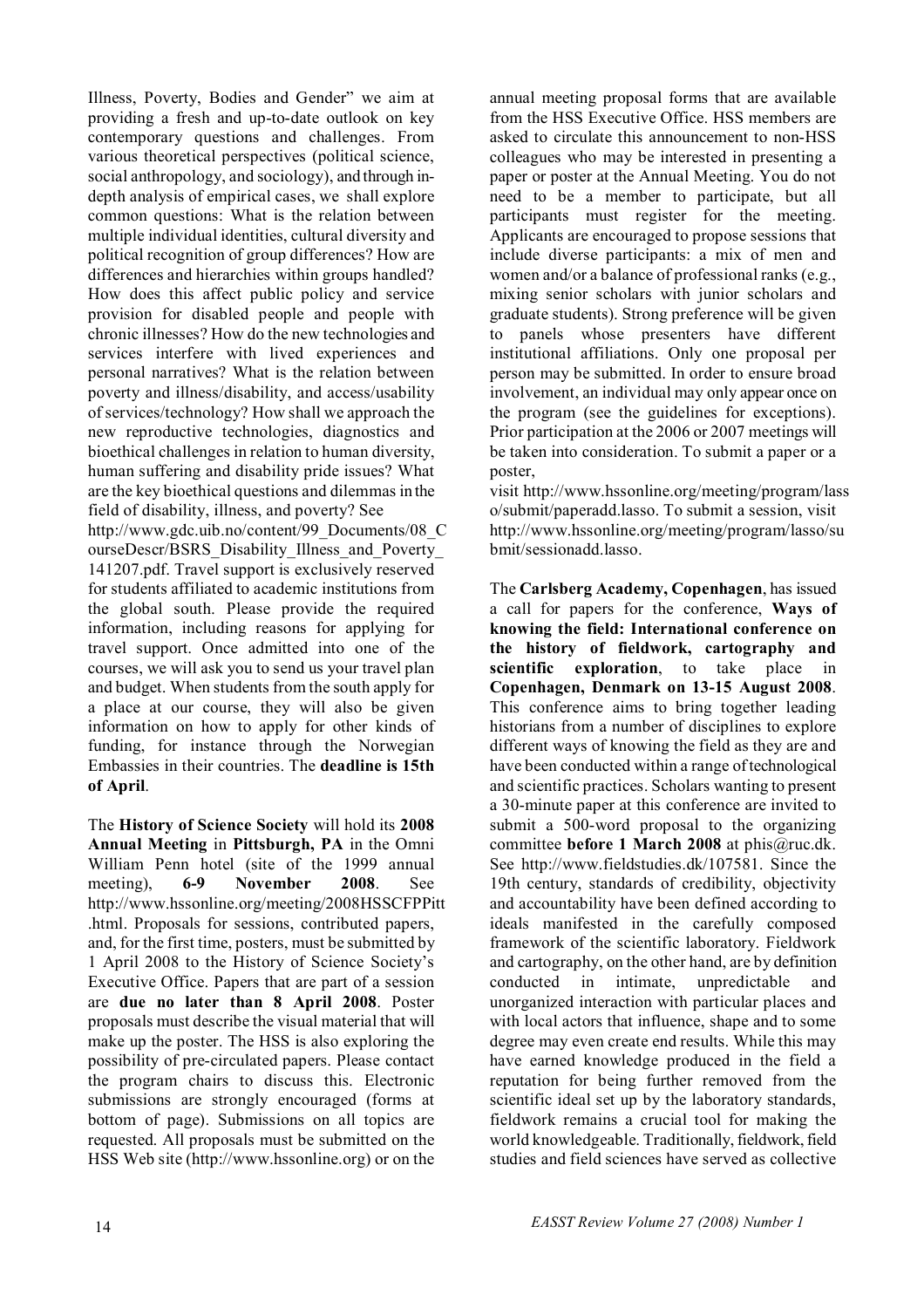Illness, Poverty, Bodies and Gender" we aim at providing a fresh and up-to-date outlook on key contemporary questions and challenges. From various theoretical perspectives (political science, social anthropology, and sociology), and through in-depth analysis of empirical cases, we shall explore common questions: What is the relation between multiple individual identities, cultural diversity and political recognition of group differences? How are differences and hierarchies within groups handled? How does this affect public policy and service provision for disabled people and people with chronic illnesses? How do the new technologies and services interfere with lived experiences and personal narratives? What is the relation between poverty and illness/disability, and access/usability of services/technology? How shall we approach the new reproductive technologies, diagnostics and bioethical challenges in relation to human diversity, human suffering and disability pride issues? What are the key bioethical questions and dilemmas in the field of disability, illness, and poverty? See http://www.gdc.uib.no/content/99_Documents/08_CourseDescr/BSRS_Disability_Illness_and_Poverty_141207.pdf. Travel support is exclusively reserved for students affiliated to academic institutions from the global south. Please provide the required information, including reasons for applying for travel support. Once admitted into one of the courses, we will ask you to send us your travel plan and budget. When students from the south apply for a place at our course, they will also be given information on how to apply for other kinds of funding, for instance through the Norwegian Embassies in their countries. The **deadline is 15th of April**.

The **History of Science Society** will hold its **2008 Annual Meeting** in **Pittsburgh, PA** in the Omni William Penn hotel (site of the 1999 annual meeting), **6-9 November 2008**. See http://www.hssonline.org/meeting/2008HSSCFPPitt.html. Proposals for sessions, contributed papers, and, for the first time, posters, must be submitted by 1 April 2008 to the History of Science Society's Executive Office. Papers that are part of a session are **due no later than 8 April 2008**. Poster proposals must describe the visual material that will make up the poster. The HSS is also exploring the possibility of pre-circulated papers. Please contact the program chairs to discuss this. Electronic submissions are strongly encouraged (forms at bottom of page). Submissions on all topics are requested. All proposals must be submitted on the HSS Web site (http://www.hssonline.org) or on the annual meeting proposal forms that are available from the HSS Executive Office. HSS members are asked to circulate this announcement to non-HSS colleagues who may be interested in presenting a paper or poster at the Annual Meeting. You do not need to be a member to participate, but all participants must register for the meeting. Applicants are encouraged to propose sessions that include diverse participants: a mix of men and women and/or a balance of professional ranks (e.g., mixing senior scholars with junior scholars and graduate students). Strong preference will be given to panels whose presenters have different institutional affiliations. Only one proposal per person may be submitted. In order to ensure broad involvement, an individual may only appear once on the program (see the guidelines for exceptions). Prior participation at the 2006 or 2007 meetings will be taken into consideration. To submit a paper or a poster, visit http://www.hssonline.org/meeting/program/lasso/submit/paperadd.lasso. To submit a session, visit http://www.hssonline.org/meeting/program/lasso/submit/sessionadd.lasso.

The **Carlsberg Academy, Copenhagen**, has issued a call for papers for the conference, **Ways of knowing the field: International conference on the history of fieldwork, cartography and scientific exploration**, to take place in **Copenhagen, Denmark on 13-15 August 2008**. This conference aims to bring together leading historians from a number of disciplines to explore different ways of knowing the field as they are and have been conducted within a range of technological and scientific practices. Scholars wanting to present a 30-minute paper at this conference are invited to submit a 500-word proposal to the organizing committee **before 1 March 2008** at phis@ruc.dk. See http://www.fieldstudies.dk/107581. Since the 19th century, standards of credibility, objectivity and accountability have been defined according to ideals manifested in the carefully composed framework of the scientific laboratory. Fieldwork and cartography, on the other hand, are by definition conducted in intimate, unpredictable and unorganized interaction with particular places and with local actors that influence, shape and to some degree may even create end results. While this may have earned knowledge produced in the field a reputation for being further removed from the scientific ideal set up by the laboratory standards, fieldwork remains a crucial tool for making the world knowledgeable. Traditionally, fieldwork, field studies and field sciences have served as collective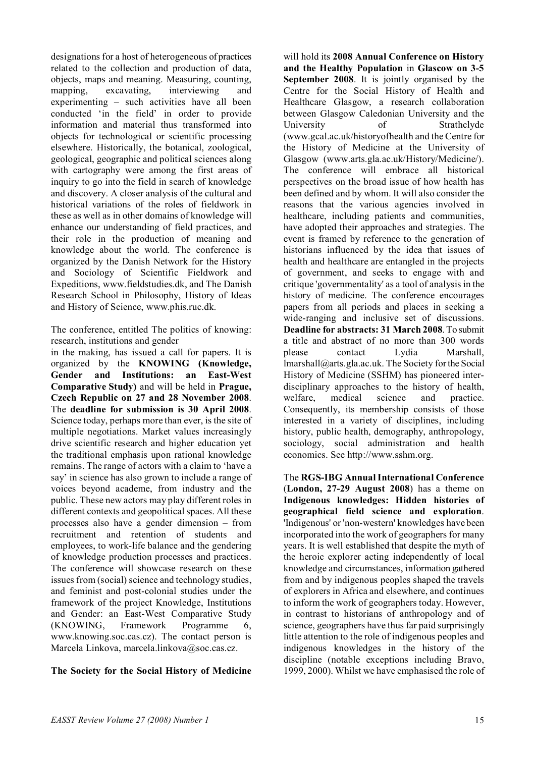designations for a host of heterogeneous of practices related to the collection and production of data, objects, maps and meaning. Measuring, counting, mapping, excavating, interviewing and experimenting – such activities have all been conducted 'in the field' in order to provide information and material thus transformed into objects for technological or scientific processing elsewhere. Historically, the botanical, zoological, geological, geographic and political sciences along with cartography were among the first areas of inquiry to go into the field in search of knowledge and discovery. A closer analysis of the cultural and historical variations of the roles of fieldwork in these as well as in other domains of knowledge will enhance our understanding of field practices, and their role in the production of meaning and knowledge about the world. The conference is organized by the Danish Network for the History and Sociology of Scientific Fieldwork and Expeditions, www.fieldstudies.dk, and The Danish Research School in Philosophy, History of Ideas and History of Science, www.phis.ruc.dk.

The conference, entitled The politics of knowing: research, institutions and gender
in the making, has issued a call for papers. It is organized by the **KNOWING (Knowledge, Gender and Institutions: an East-West Comparative Study)** and will be held in **Prague, Czech Republic on 27 and 28 November 2008**. The **deadline for submission is 30 April 2008**. Science today, perhaps more than ever, is the site of multiple negotiations. Market values increasingly drive scientific research and higher education yet the traditional emphasis upon rational knowledge remains. The range of actors with a claim to 'have a say' in science has also grown to include a range of voices beyond academe, from industry and the public. These new actors may play different roles in different contexts and geopolitical spaces. All these processes also have a gender dimension – from recruitment and retention of students and employees, to work-life balance and the gendering of knowledge production processes and practices. The conference will showcase research on these issues from (social) science and technology studies, and feminist and post-colonial studies under the framework of the project Knowledge, Institutions and Gender: an East-West Comparative Study (KNOWING, Framework Programme 6, www.knowing.soc.cas.cz). The contact person is Marcela Linkova, marcela.linkova@soc.cas.cz.

**The Society for the Social History of Medicine** will hold its **2008 Annual Conference on History and the Healthy Population** in **Glascow on 3-5 September 2008**. It is jointly organised by the Centre for the Social History of Health and Healthcare Glasgow, a research collaboration between Glasgow Caledonian University and the University of Strathclyde (www.gcal.ac.uk/historyofhealth and the Centre for the History of Medicine at the University of Glasgow (www.arts.gla.ac.uk/History/Medicine/). The conference will embrace all historical perspectives on the broad issue of how health has been defined and by whom. It will also consider the reasons that the various agencies involved in healthcare, including patients and communities, have adopted their approaches and strategies. The event is framed by reference to the generation of historians influenced by the idea that issues of health and healthcare are entangled in the projects of government, and seeks to engage with and critique 'governmentality' as a tool of analysis in the history of medicine. The conference encourages papers from all periods and places in seeking a wide-ranging and inclusive set of discussions. **Deadline for abstracts: 31 March 2008**. To submit a title and abstract of no more than 300 words please contact Lydia Marshall, lmarshall@arts.gla.ac.uk. The Society for the Social History of Medicine (SSHM) has pioneered inter-disciplinary approaches to the history of health, welfare, medical science and practice. Consequently, its membership consists of those interested in a variety of disciplines, including history, public health, demography, anthropology, sociology, social administration and health economics. See http://www.sshm.org.

The **RGS-IBG Annual International Conference** (**London, 27-29 August 2008**) has a theme on **Indigenous knowledges: Hidden histories of geographical field science and exploration**. 'Indigenous' or 'non-western' knowledges have been incorporated into the work of geographers for many years. It is well established that despite the myth of the heroic explorer acting independently of local knowledge and circumstances, information gathered from and by indigenous peoples shaped the travels of explorers in Africa and elsewhere, and continues to inform the work of geographers today. However, in contrast to historians of anthropology and of science, geographers have thus far paid surprisingly little attention to the role of indigenous peoples and indigenous knowledges in the history of the discipline (notable exceptions including Bravo, 1999, 2000). Whilst we have emphasised the role of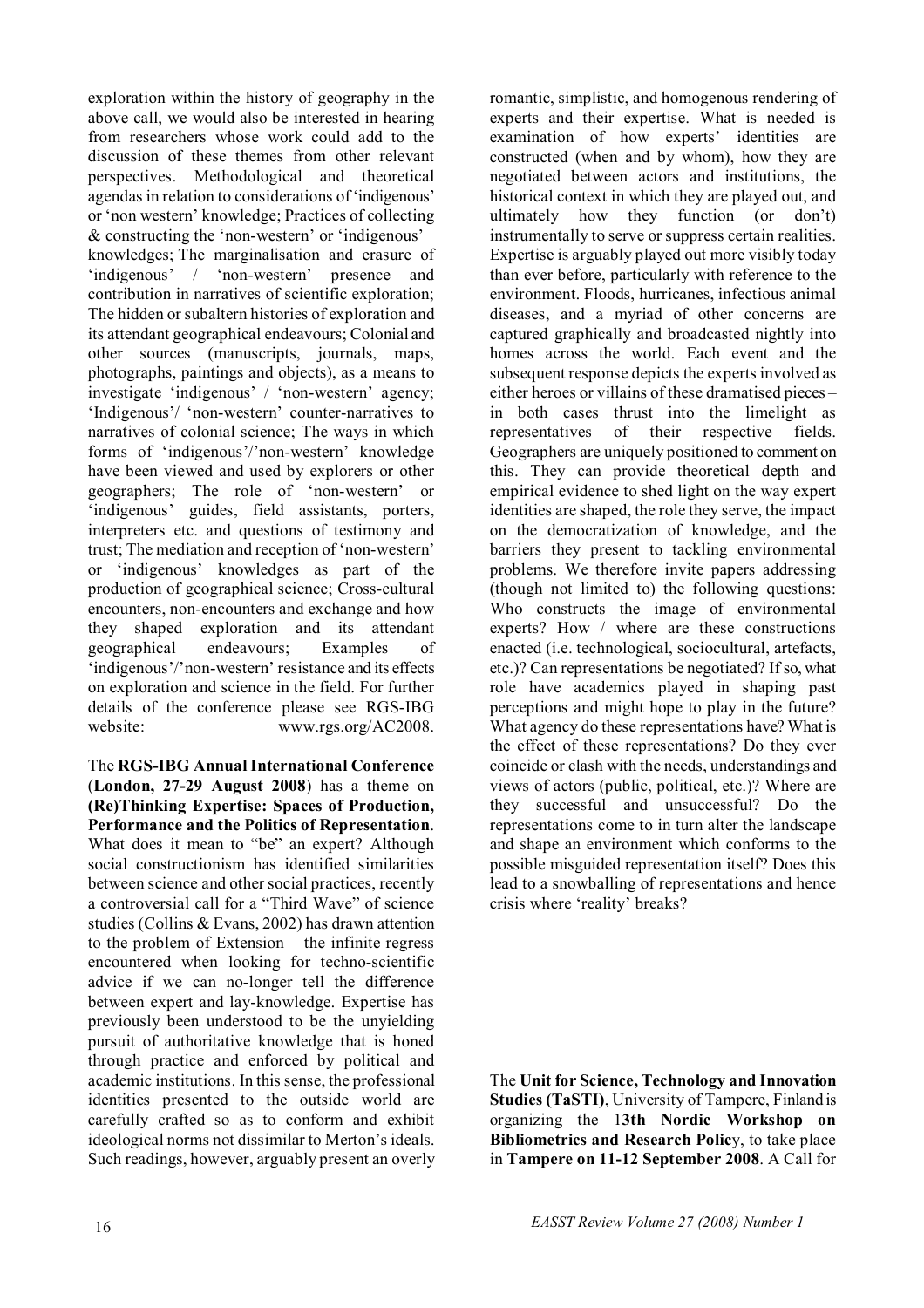exploration within the history of geography in the above call, we would also be interested in hearing from researchers whose work could add to the discussion of these themes from other relevant perspectives. Methodological and theoretical agendas in relation to considerations of 'indigenous' or 'non western' knowledge; Practices of collecting & constructing the 'non-western' or 'indigenous' knowledges; The marginalisation and erasure of 'indigenous' / 'non-western' presence and contribution in narratives of scientific exploration; The hidden or subaltern histories of exploration and its attendant geographical endeavours; Colonial and other sources (manuscripts, journals, maps, photographs, paintings and objects), as a means to investigate 'indigenous' / 'non-western' agency; 'Indigenous'/ 'non-western' counter-narratives to narratives of colonial science; The ways in which forms of 'indigenous'/'non-western' knowledge have been viewed and used by explorers or other geographers; The role of 'non-western' or 'indigenous' guides, field assistants, porters, interpreters etc. and questions of testimony and trust; The mediation and reception of 'non-western' or 'indigenous' knowledges as part of the production of geographical science; Cross-cultural encounters, non-encounters and exchange and how they shaped exploration and its attendant geographical endeavours; Examples of 'indigenous'/'non-western' resistance and its effects on exploration and science in the field. For further details of the conference please see RGS-IBG website: www.rgs.org/AC2008.

The **RGS-IBG Annual International Conference** (**London, 27-29 August 2008**) has a theme on **(Re)Thinking Expertise: Spaces of Production, Performance and the Politics of Representation**. What does it mean to "be" an expert? Although social constructionism has identified similarities between science and other social practices, recently a controversial call for a "Third Wave" of science studies (Collins & Evans, 2002) has drawn attention to the problem of Extension – the infinite regress encountered when looking for techno-scientific advice if we can no-longer tell the difference between expert and lay-knowledge. Expertise has previously been understood to be the unyielding pursuit of authoritative knowledge that is honed through practice and enforced by political and academic institutions. In this sense, the professional identities presented to the outside world are carefully crafted so as to conform and exhibit ideological norms not dissimilar to Merton's ideals. Such readings, however, arguably present an overly romantic, simplistic, and homogenous rendering of experts and their expertise. What is needed is examination of how experts' identities are constructed (when and by whom), how they are negotiated between actors and institutions, the historical context in which they are played out, and ultimately how they function (or don't) instrumentally to serve or suppress certain realities. Expertise is arguably played out more visibly today than ever before, particularly with reference to the environment. Floods, hurricanes, infectious animal diseases, and a myriad of other concerns are captured graphically and broadcasted nightly into homes across the world. Each event and the subsequent response depicts the experts involved as either heroes or villains of these dramatised pieces – in both cases thrust into the limelight as representatives of their respective fields. Geographers are uniquely positioned to comment on this. They can provide theoretical depth and empirical evidence to shed light on the way expert identities are shaped, the role they serve, the impact on the democratization of knowledge, and the barriers they present to tackling environmental problems. We therefore invite papers addressing (though not limited to) the following questions: Who constructs the image of environmental experts? How / where are these constructions enacted (i.e. technological, sociocultural, artefacts, etc.)? Can representations be negotiated? If so, what role have academics played in shaping past perceptions and might hope to play in the future? What agency do these representations have? What is the effect of these representations? Do they ever coincide or clash with the needs, understandings and views of actors (public, political, etc.)? Where are they successful and unsuccessful? Do the representations come to in turn alter the landscape and shape an environment which conforms to the possible misguided representation itself? Does this lead to a snowballing of representations and hence crisis where 'reality' breaks?

The **Unit for Science, Technology and Innovation Studies (TaSTI)**, University of Tampere, Finland is organizing the 1**3th Nordic Workshop on Bibliometrics and Research Polic**y, to take place in **Tampere on 11-12 September 2008**. A Call for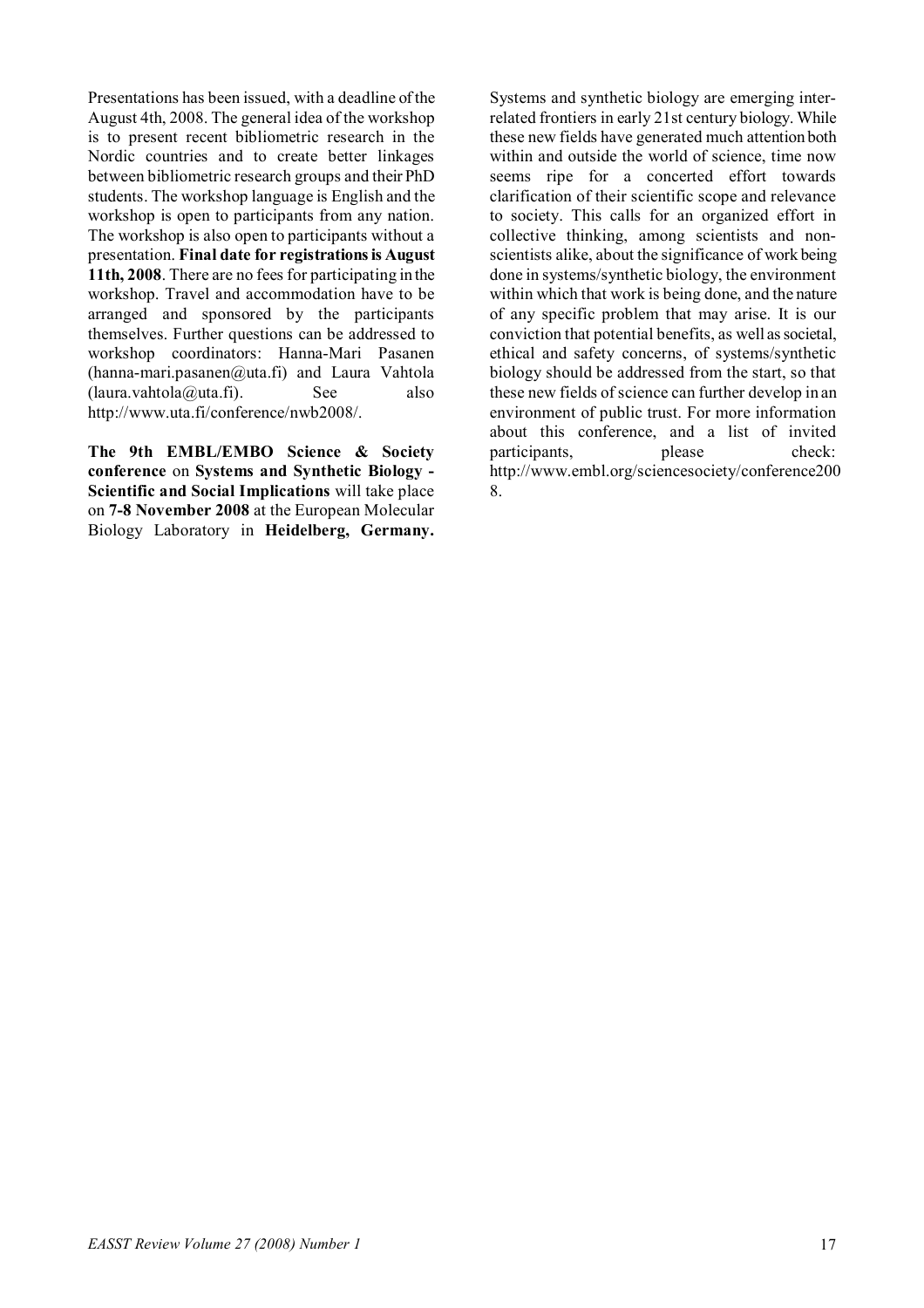Presentations has been issued, with a deadline of the August 4th, 2008. The general idea of the workshop is to present recent bibliometric research in the Nordic countries and to create better linkages between bibliometric research groups and their PhD students. The workshop language is English and the workshop is open to participants from any nation. The workshop is also open to participants without a presentation. **Final date for registrations is August 11th, 2008**. There are no fees for participating in the workshop. Travel and accommodation have to be arranged and sponsored by the participants themselves. Further questions can be addressed to workshop coordinators: Hanna-Mari Pasanen (hanna-mari.pasanen@uta.fi) and Laura Vahtola (laura.vahtola@uta.fi). See also http://www.uta.fi/conference/nwb2008/.

**The 9th EMBL/EMBO Science & Society conference** on **Systems and Synthetic Biology - Scientific and Social Implications** will take place on **7-8 November 2008** at the European Molecular Biology Laboratory in **Heidelberg, Germany.** Systems and synthetic biology are emerging inter-related frontiers in early 21st century biology. While these new fields have generated much attention both within and outside the world of science, time now seems ripe for a concerted effort towards clarification of their scientific scope and relevance to society. This calls for an organized effort in collective thinking, among scientists and non-scientists alike, about the significance of work being done in systems/synthetic biology, the environment within which that work is being done, and the nature of any specific problem that may arise. It is our conviction that potential benefits, as well as societal, ethical and safety concerns, of systems/synthetic biology should be addressed from the start, so that these new fields of science can further develop in an environment of public trust. For more information about this conference, and a list of invited participants, please check: http://www.embl.org/sciencesociety/conference2008.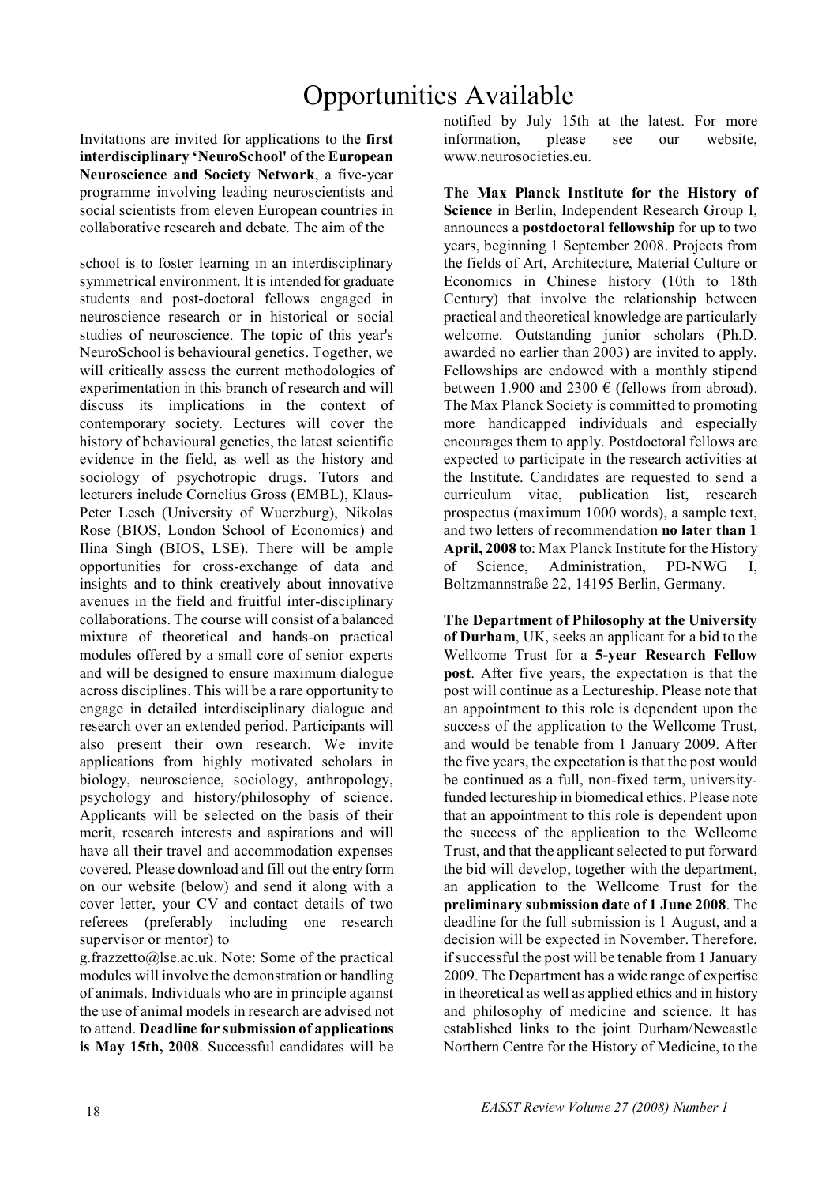# Opportunities Available

Invitations are invited for applications to the **first interdisciplinary 'NeuroSchool'** of the **European Neuroscience and Society Network**, a five-year programme involving leading neuroscientists and social scientists from eleven European countries in collaborative research and debate. The aim of the school is to foster learning in an interdisciplinary symmetrical environment. It is intended for graduate students and post-doctoral fellows engaged in neuroscience research or in historical or social studies of neuroscience. The topic of this year's NeuroSchool is behavioural genetics. Together, we will critically assess the current methodologies of experimentation in this branch of research and will discuss its implications in the context of contemporary society. Lectures will cover the history of behavioural genetics, the latest scientific evidence in the field, as well as the history and sociology of psychotropic drugs. Tutors and lecturers include Cornelius Gross (EMBL), Klaus-Peter Lesch (University of Wuerzburg), Nikolas Rose (BIOS, London School of Economics) and Ilina Singh (BIOS, LSE). There will be ample opportunities for cross-exchange of data and insights and to think creatively about innovative avenues in the field and fruitful inter-disciplinary collaborations. The course will consist of a balanced mixture of theoretical and hands-on practical modules offered by a small core of senior experts and will be designed to ensure maximum dialogue across disciplines. This will be a rare opportunity to engage in detailed interdisciplinary dialogue and research over an extended period. Participants will also present their own research. We invite applications from highly motivated scholars in biology, neuroscience, sociology, anthropology, psychology and history/philosophy of science. Applicants will be selected on the basis of their merit, research interests and aspirations and will have all their travel and accommodation expenses covered. Please download and fill out the entry form on our website (below) and send it along with a cover letter, your CV and contact details of two referees (preferably including one research supervisor or mentor) to g.frazzetto@lse.ac.uk. Note: Some of the practical modules will involve the demonstration or handling of animals. Individuals who are in principle against the use of animal models in research are advised not to attend. **Deadline for submission of applications is May 15th, 2008**. Successful candidates will be notified by July 15th at the latest. For more information, please see our website, www.neurosocieties.eu.

**The Max Planck Institute for the History of Science** in Berlin, Independent Research Group I, announces a **postdoctoral fellowship** for up to two years, beginning 1 September 2008. Projects from the fields of Art, Architecture, Material Culture or Economics in Chinese history (10th to 18th Century) that involve the relationship between practical and theoretical knowledge are particularly welcome. Outstanding junior scholars (Ph.D. awarded no earlier than 2003) are invited to apply. Fellowships are endowed with a monthly stipend between 1.900 and 2300 € (fellows from abroad). The Max Planck Society is committed to promoting more handicapped individuals and especially encourages them to apply. Postdoctoral fellows are expected to participate in the research activities at the Institute. Candidates are requested to send a curriculum vitae, publication list, research prospectus (maximum 1000 words), a sample text, and two letters of recommendation **no later than 1 April, 2008** to: Max Planck Institute for the History of Science, Administration, PD-NWG I, Boltzmannstraße 22, 14195 Berlin, Germany.

**The Department of Philosophy at the University of Durham**, UK, seeks an applicant for a bid to the Wellcome Trust for a **5-year Research Fellow post**. After five years, the expectation is that the post will continue as a Lectureship. Please note that an appointment to this role is dependent upon the success of the application to the Wellcome Trust, and would be tenable from 1 January 2009. After the five years, the expectation is that the post would be continued as a full, non-fixed term, university-funded lectureship in biomedical ethics. Please note that an appointment to this role is dependent upon the success of the application to the Wellcome Trust, and that the applicant selected to put forward the bid will develop, together with the department, an application to the Wellcome Trust for the **preliminary submission date of 1 June 2008**. The deadline for the full submission is 1 August, and a decision will be expected in November. Therefore, if successful the post will be tenable from 1 January 2009. The Department has a wide range of expertise in theoretical as well as applied ethics and in history and philosophy of medicine and science. It has established links to the joint Durham/Newcastle Northern Centre for the History of Medicine, to the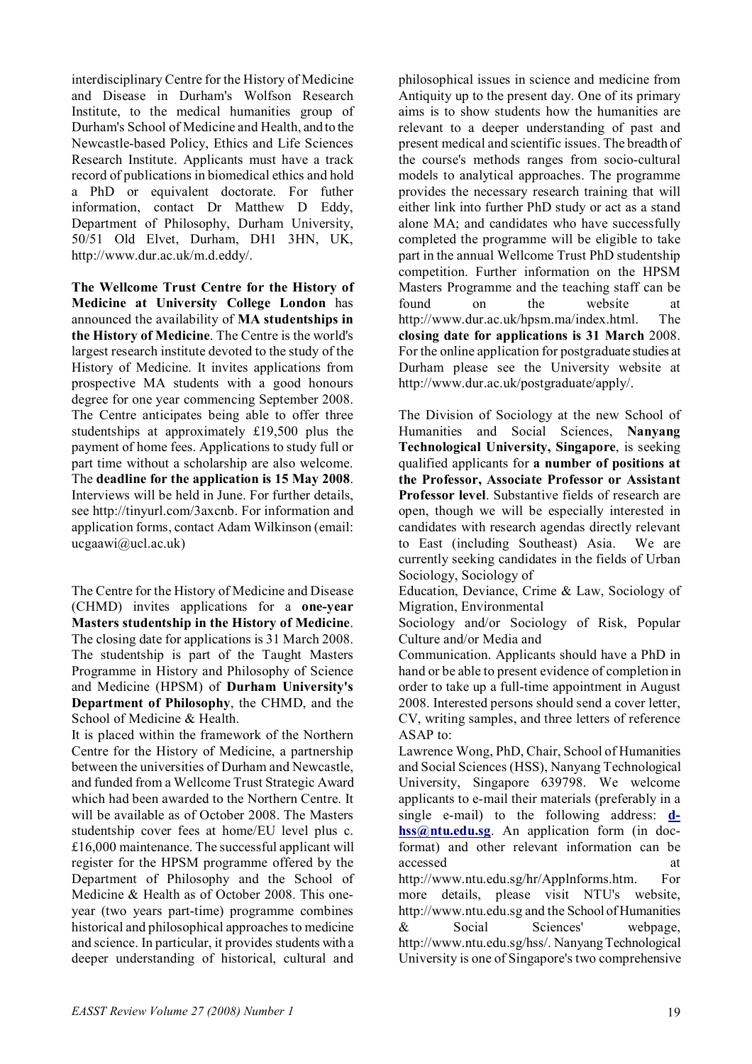interdisciplinary Centre for the History of Medicine and Disease in Durham's Wolfson Research Institute, to the medical humanities group of Durham's School of Medicine and Health, and to the Newcastle-based Policy, Ethics and Life Sciences Research Institute. Applicants must have a track record of publications in biomedical ethics and hold a PhD or equivalent doctorate. For futher information, contact Dr Matthew D Eddy, Department of Philosophy, Durham University, 50/51 Old Elvet, Durham, DH1 3HN, UK, http://www.dur.ac.uk/m.d.eddy/.

**The Wellcome Trust Centre for the History of Medicine at University College London** has announced the availability of **MA studentships in the History of Medicine**. The Centre is the world's largest research institute devoted to the study of the History of Medicine. It invites applications from prospective MA students with a good honours degree for one year commencing September 2008. The Centre anticipates being able to offer three studentships at approximately £19,500 plus the payment of home fees. Applications to study full or part time without a scholarship are also welcome. The **deadline for the application is 15 May 2008**. Interviews will be held in June. For further details, see http://tinyurl.com/3axcnb. For information and application forms, contact Adam Wilkinson (email: ucgaawi@ucl.ac.uk)

The Centre for the History of Medicine and Disease (CHMD) invites applications for a **one-year Masters studentship in the History of Medicine**. The closing date for applications is 31 March 2008. The studentship is part of the Taught Masters Programme in History and Philosophy of Science and Medicine (HPSM) of **Durham University's Department of Philosophy**, the CHMD, and the School of Medicine & Health.

It is placed within the framework of the Northern Centre for the History of Medicine, a partnership between the universities of Durham and Newcastle, and funded from a Wellcome Trust Strategic Award which had been awarded to the Northern Centre. It will be available as of October 2008. The Masters studentship cover fees at home/EU level plus c. £16,000 maintenance. The successful applicant will register for the HPSM programme offered by the Department of Philosophy and the School of Medicine & Health as of October 2008. This one-year (two years part-time) programme combines historical and philosophical approaches to medicine and science. In particular, it provides students with a deeper understanding of historical, cultural and philosophical issues in science and medicine from Antiquity up to the present day. One of its primary aims is to show students how the humanities are relevant to a deeper understanding of past and present medical and scientific issues. The breadth of the course's methods ranges from socio-cultural models to analytical approaches. The programme provides the necessary research training that will either link into further PhD study or act as a stand alone MA; and candidates who have successfully completed the programme will be eligible to take part in the annual Wellcome Trust PhD studentship competition. Further information on the HPSM Masters Programme and the teaching staff can be found on the website at http://www.dur.ac.uk/hpsm.ma/index.html. The **closing date for applications is 31 March** 2008. For the online application for postgraduate studies at Durham please see the University website at http://www.dur.ac.uk/postgraduate/apply/.

The Division of Sociology at the new School of Humanities and Social Sciences, **Nanyang Technological University, Singapore**, is seeking qualified applicants for **a number of positions at the Professor, Associate Professor or Assistant Professor level**. Substantive fields of research are open, though we will be especially interested in candidates with research agendas directly relevant to East (including Southeast) Asia. We are currently seeking candidates in the fields of Urban Sociology, Sociology of Education, Deviance, Crime & Law, Sociology of Migration, Environmental Sociology and/or Sociology of Risk, Popular Culture and/or Media and Communication. Applicants should have a PhD in hand or be able to present evidence of completion in order to take up a full-time appointment in August 2008. Interested persons should send a cover letter, CV, writing samples, and three letters of reference ASAP to:

Lawrence Wong, PhD, Chair, School of Humanities and Social Sciences (HSS), Nanyang Technological University, Singapore 639798. We welcome applicants to e-mail their materials (preferably in a single e-mail) to the following address: **d-hss@ntu.edu.sg**. An application form (in doc-format) and other relevant information can be accessed at http://www.ntu.edu.sg/hr/Applnforms.htm. For more details, please visit NTU's website, http://www.ntu.edu.sg and the School of Humanities & Social Sciences' webpage, http://www.ntu.edu.sg/hss/. Nanyang Technological University is one of Singapore's two comprehensive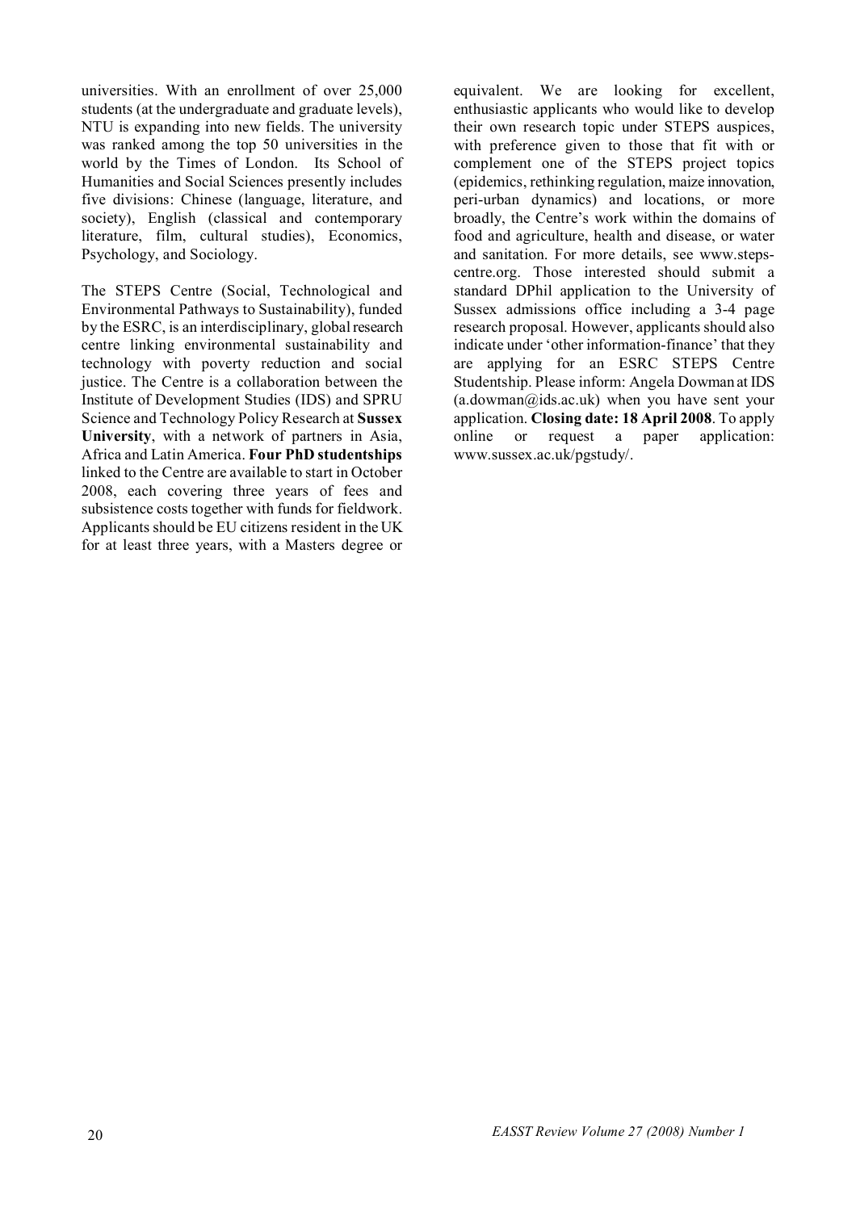universities. With an enrollment of over 25,000 students (at the undergraduate and graduate levels), NTU is expanding into new fields. The university was ranked among the top 50 universities in the world by the Times of London. Its School of Humanities and Social Sciences presently includes five divisions: Chinese (language, literature, and society), English (classical and contemporary literature, film, cultural studies), Economics, Psychology, and Sociology.

The STEPS Centre (Social, Technological and Environmental Pathways to Sustainability), funded by the ESRC, is an interdisciplinary, global research centre linking environmental sustainability and technology with poverty reduction and social justice. The Centre is a collaboration between the Institute of Development Studies (IDS) and SPRU Science and Technology Policy Research at **Sussex University**, with a network of partners in Asia, Africa and Latin America. **Four PhD studentships** linked to the Centre are available to start in October 2008, each covering three years of fees and subsistence costs together with funds for fieldwork. Applicants should be EU citizens resident in the UK for at least three years, with a Masters degree or equivalent. We are looking for excellent, enthusiastic applicants who would like to develop their own research topic under STEPS auspices, with preference given to those that fit with or complement one of the STEPS project topics (epidemics, rethinking regulation, maize innovation, peri-urban dynamics) and locations, or more broadly, the Centre's work within the domains of food and agriculture, health and disease, or water and sanitation. For more details, see www.steps-centre.org. Those interested should submit a standard DPhil application to the University of Sussex admissions office including a 3-4 page research proposal. However, applicants should also indicate under 'other information-finance' that they are applying for an ESRC STEPS Centre Studentship. Please inform: Angela Dowman at IDS (a.dowman@ids.ac.uk) when you have sent your application. **Closing date: 18 April 2008**. To apply online or request a paper application: www.sussex.ac.uk/pgstudy/.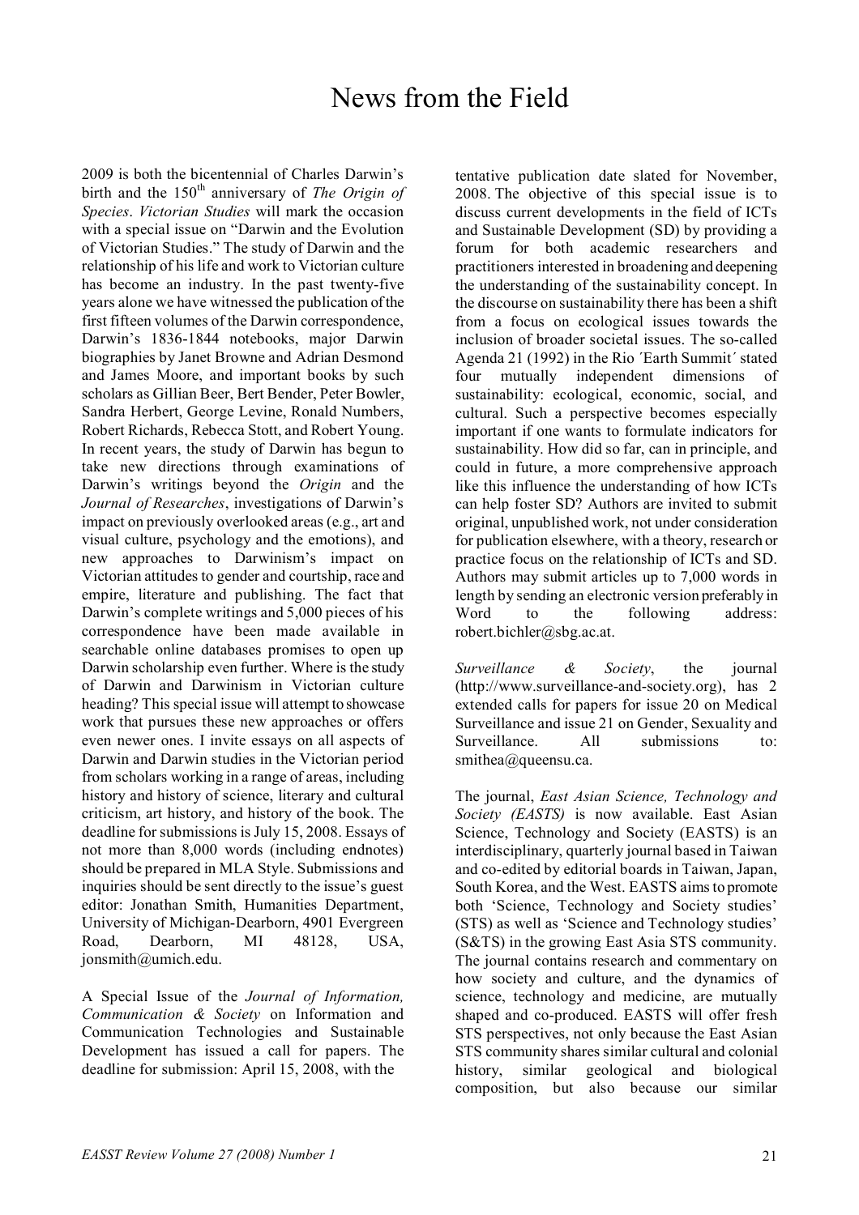# News from the Field

2009 is both the bicentennial of Charles Darwin's birth and the 150th anniversary of *The Origin of Species*. *Victorian Studies* will mark the occasion with a special issue on "Darwin and the Evolution of Victorian Studies." The study of Darwin and the relationship of his life and work to Victorian culture has become an industry. In the past twenty-five years alone we have witnessed the publication of the first fifteen volumes of the Darwin correspondence, Darwin's 1836-1844 notebooks, major Darwin biographies by Janet Browne and Adrian Desmond and James Moore, and important books by such scholars as Gillian Beer, Bert Bender, Peter Bowler, Sandra Herbert, George Levine, Ronald Numbers, Robert Richards, Rebecca Stott, and Robert Young. In recent years, the study of Darwin has begun to take new directions through examinations of Darwin's writings beyond the *Origin* and the *Journal of Researches*, investigations of Darwin's impact on previously overlooked areas (e.g., art and visual culture, psychology and the emotions), and new approaches to Darwinism's impact on Victorian attitudes to gender and courtship, race and empire, literature and publishing. The fact that Darwin's complete writings and 5,000 pieces of his correspondence have been made available in searchable online databases promises to open up Darwin scholarship even further. Where is the study of Darwin and Darwinism in Victorian culture heading? This special issue will attempt to showcase work that pursues these new approaches or offers even newer ones. I invite essays on all aspects of Darwin and Darwin studies in the Victorian period from scholars working in a range of areas, including history and history of science, literary and cultural criticism, art history, and history of the book. The deadline for submissions is July 15, 2008. Essays of not more than 8,000 words (including endnotes) should be prepared in MLA Style. Submissions and inquiries should be sent directly to the issue's guest editor: Jonathan Smith, Humanities Department, University of Michigan-Dearborn, 4901 Evergreen Road, Dearborn, MI 48128, USA, jonsmith@umich.edu.

A Special Issue of the *Journal of Information, Communication & Society* on Information and Communication Technologies and Sustainable Development has issued a call for papers. The deadline for submission: April 15, 2008, with the tentative publication date slated for November, 2008. The objective of this special issue is to discuss current developments in the field of ICTs and Sustainable Development (SD) by providing a forum for both academic researchers and practitioners interested in broadening and deepening the understanding of the sustainability concept. In the discourse on sustainability there has been a shift from a focus on ecological issues towards the inclusion of broader societal issues. The so-called Agenda 21 (1992) in the Rio ´Earth Summit´ stated four mutually independent dimensions of sustainability: ecological, economic, social, and cultural. Such a perspective becomes especially important if one wants to formulate indicators for sustainability. How did so far, can in principle, and could in future, a more comprehensive approach like this influence the understanding of how ICTs can help foster SD? Authors are invited to submit original, unpublished work, not under consideration for publication elsewhere, with a theory, research or practice focus on the relationship of ICTs and SD. Authors may submit articles up to 7,000 words in length by sending an electronic version preferably in Word to the following address: robert.bichler@sbg.ac.at.

*Surveillance & Society*, the journal (http://www.surveillance-and-society.org), has 2 extended calls for papers for issue 20 on Medical Surveillance and issue 21 on Gender, Sexuality and Surveillance. All submissions to: smithea@queensu.ca.

The journal, *East Asian Science, Technology and Society (EASTS)* is now available. East Asian Science, Technology and Society (EASTS) is an interdisciplinary, quarterly journal based in Taiwan and co-edited by editorial boards in Taiwan, Japan, South Korea, and the West. EASTS aims to promote both 'Science, Technology and Society studies' (STS) as well as 'Science and Technology studies' (S&TS) in the growing East Asia STS community. The journal contains research and commentary on how society and culture, and the dynamics of science, technology and medicine, are mutually shaped and co-produced. EASTS will offer fresh STS perspectives, not only because the East Asian STS community shares similar cultural and colonial history, similar geological and biological composition, but also because our similar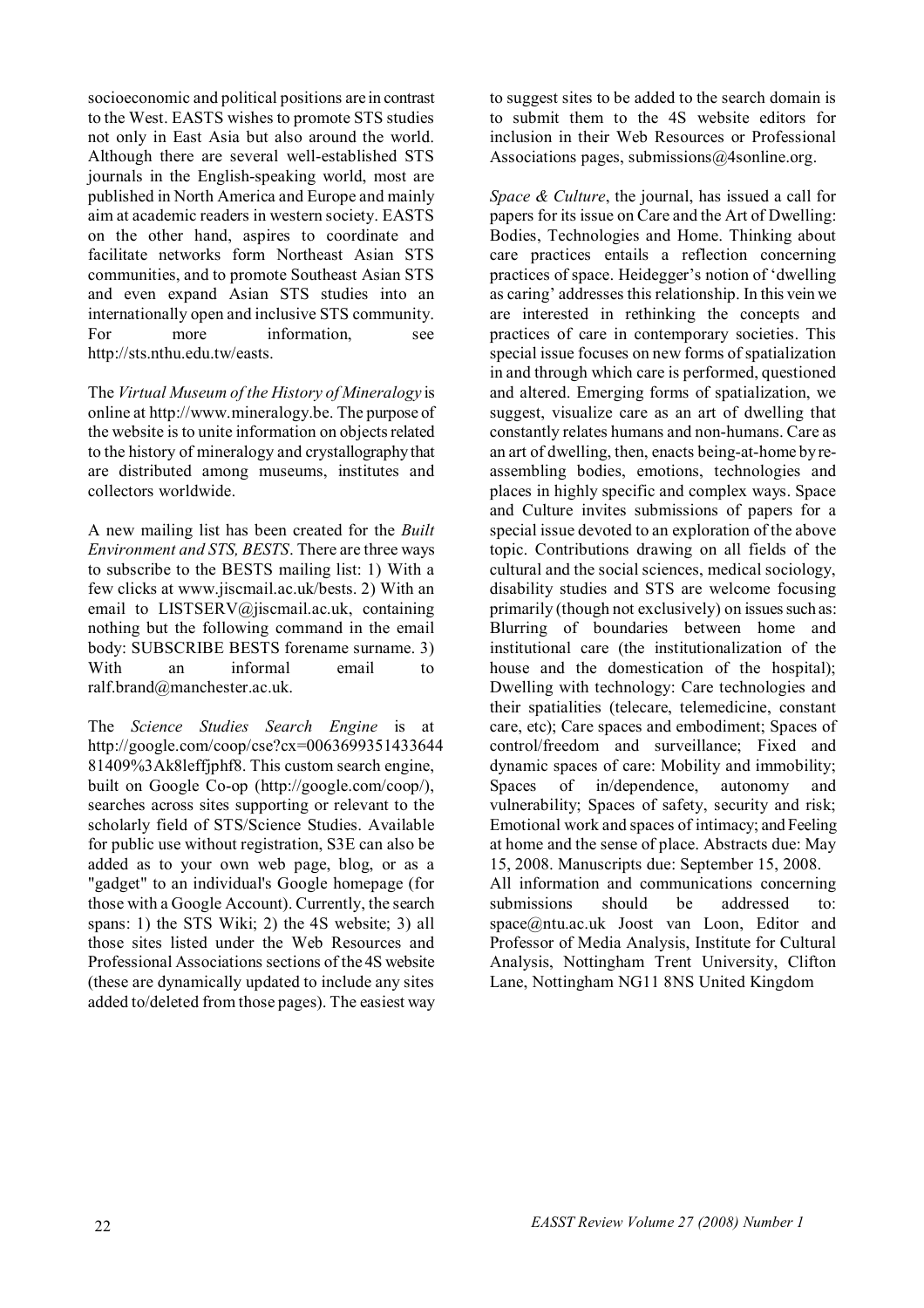socioeconomic and political positions are in contrast to the West. EASTS wishes to promote STS studies not only in East Asia but also around the world. Although there are several well-established STS journals in the English-speaking world, most are published in North America and Europe and mainly aim at academic readers in western society. EASTS on the other hand, aspires to coordinate and facilitate networks form Northeast Asian STS communities, and to promote Southeast Asian STS and even expand Asian STS studies into an internationally open and inclusive STS community. For more information, see http://sts.nthu.edu.tw/easts.

The *Virtual Museum of the History of Mineralogy* is online at http://www.mineralogy.be. The purpose of the website is to unite information on objects related to the history of mineralogy and crystallography that are distributed among museums, institutes and collectors worldwide.

A new mailing list has been created for the *Built Environment and STS, BESTS*. There are three ways to subscribe to the BESTS mailing list: 1) With a few clicks at www.jiscmail.ac.uk/bests. 2) With an email to LISTSERV@jiscmail.ac.uk, containing nothing but the following command in the email body: SUBSCRIBE BESTS forename surname. 3) With an informal email to ralf.brand@manchester.ac.uk.

The *Science Studies Search Engine* is at http://google.com/coop/cse?cx=006369935143364481409%3Ak8leffjphf8. This custom search engine, built on Google Co-op (http://google.com/coop/), searches across sites supporting or relevant to the scholarly field of STS/Science Studies. Available for public use without registration, S3E can also be added as to your own web page, blog, or as a "gadget" to an individual's Google homepage (for those with a Google Account). Currently, the search spans: 1) the STS Wiki; 2) the 4S website; 3) all those sites listed under the Web Resources and Professional Associations sections of the 4S website (these are dynamically updated to include any sites added to/deleted from those pages). The easiest way to suggest sites to be added to the search domain is to submit them to the 4S website editors for inclusion in their Web Resources or Professional Associations pages, submissions@4sonline.org.

*Space & Culture*, the journal, has issued a call for papers for its issue on Care and the Art of Dwelling: Bodies, Technologies and Home. Thinking about care practices entails a reflection concerning practices of space. Heidegger's notion of 'dwelling as caring' addresses this relationship. In this vein we are interested in rethinking the concepts and practices of care in contemporary societies. This special issue focuses on new forms of spatialization in and through which care is performed, questioned and altered. Emerging forms of spatialization, we suggest, visualize care as an art of dwelling that constantly relates humans and non-humans. Care as an art of dwelling, then, enacts being-at-home by re-assembling bodies, emotions, technologies and places in highly specific and complex ways. Space and Culture invites submissions of papers for a special issue devoted to an exploration of the above topic. Contributions drawing on all fields of the cultural and the social sciences, medical sociology, disability studies and STS are welcome focusing primarily (though not exclusively) on issues such as: Blurring of boundaries between home and institutional care (the institutionalization of the house and the domestication of the hospital); Dwelling with technology: Care technologies and their spatialities (telecare, telemedicine, constant care, etc); Care spaces and embodiment; Spaces of control/freedom and surveillance; Fixed and dynamic spaces of care: Mobility and immobility; Spaces of in/dependence, autonomy and vulnerability; Spaces of safety, security and risk; Emotional work and spaces of intimacy; and Feeling at home and the sense of place. Abstracts due: May 15, 2008. Manuscripts due: September 15, 2008.
All information and communications concerning submissions should be addressed to: space@ntu.ac.uk Joost van Loon, Editor and Professor of Media Analysis, Institute for Cultural Analysis, Nottingham Trent University, Clifton Lane, Nottingham NG11 8NS United Kingdom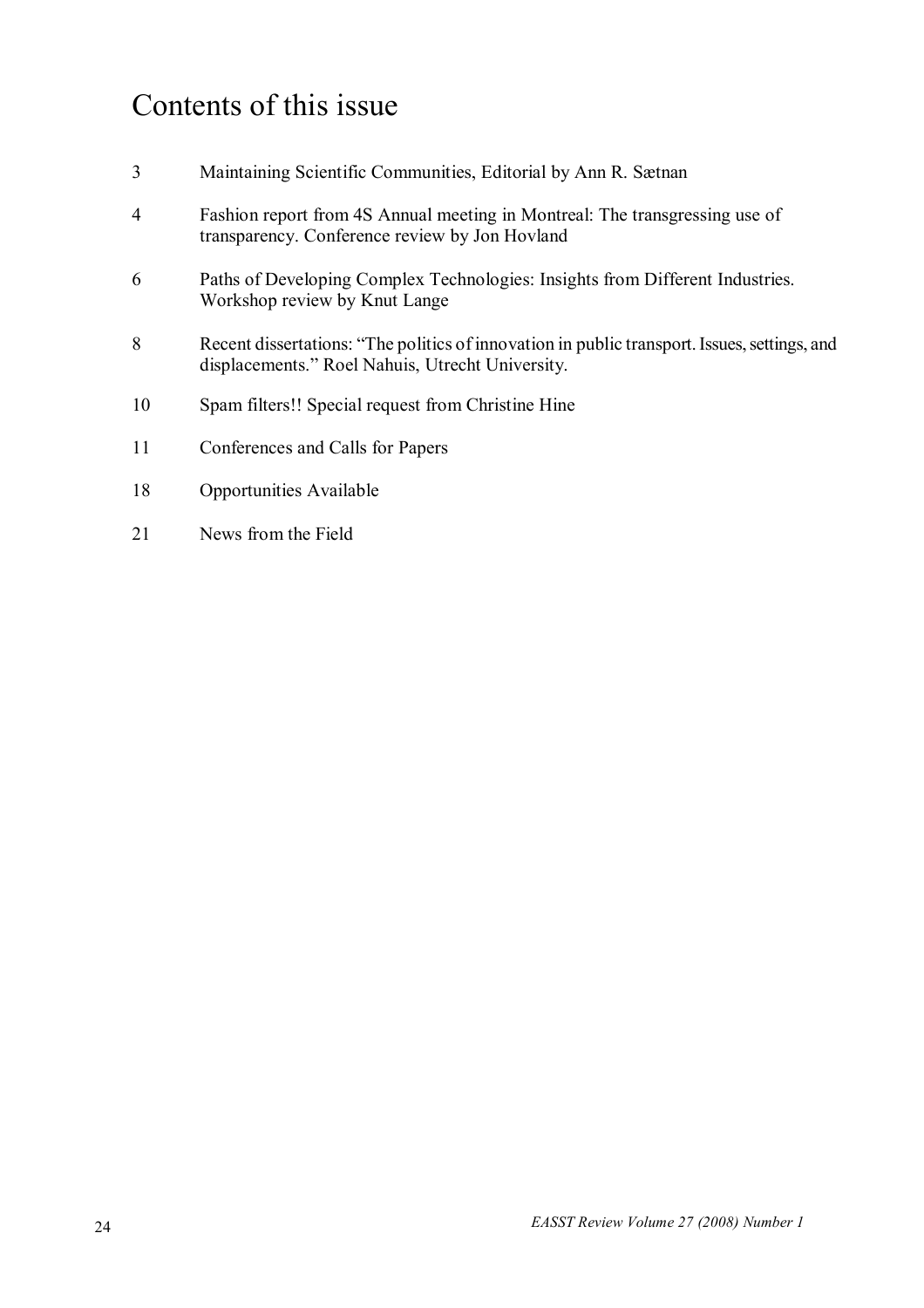# Contents of this issue

3 Maintaining Scientific Communities, Editorial by Ann R. Sætnan

4 Fashion report from 4S Annual meeting in Montreal: The transgressing use of transparency. Conference review by Jon Hovland

6 Paths of Developing Complex Technologies: Insights from Different Industries. Workshop review by Knut Lange

8 Recent dissertations: "The politics of innovation in public transport. Issues, settings, and displacements." Roel Nahuis, Utrecht University.

10 Spam filters!! Special request from Christine Hine

11 Conferences and Calls for Papers

18 Opportunities Available

21 News from the Field